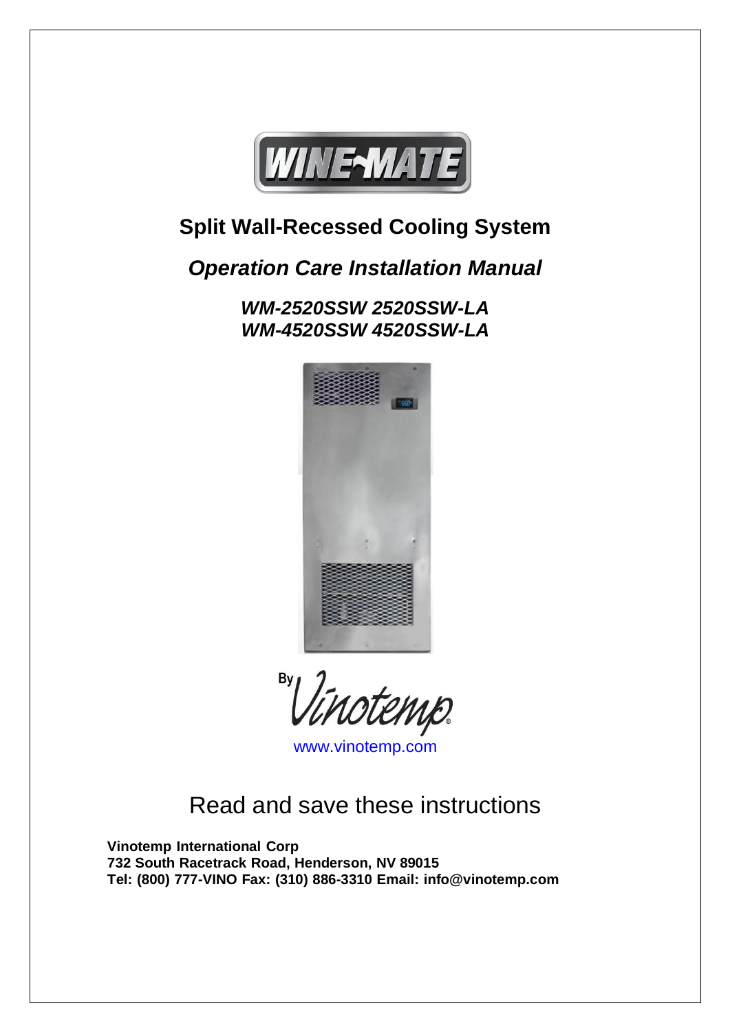WINE-MATE

# Split Wall-Recessed Cooling System

## *Operation Care Installation Manual*

### *WM-2520SSW 2520SSW-LA*
### *WM-4520SSW 4520SSW-LA*

By Vinotemp®

www.vinotemp.com

Read and save these instructions

**Vinotemp International Corp**
**732 South Racetrack Road, Henderson, NV 89015**
**Tel: (800) 777-VINO Fax: (310) 886-3310 Email: info@vinotemp.com**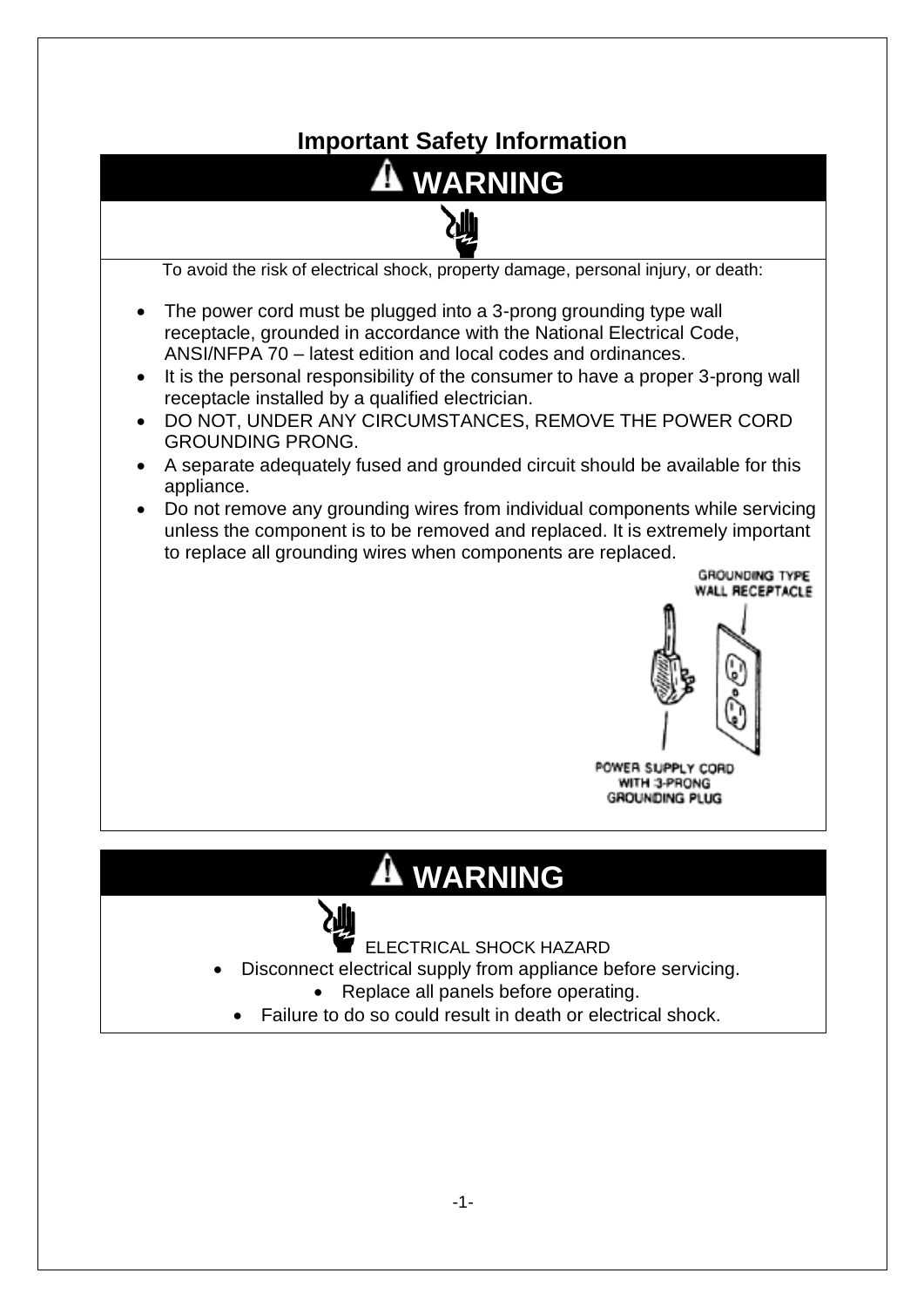## Important Safety Information

### ⚠ WARNING

To avoid the risk of electrical shock, property damage, personal injury, or death:

- The power cord must be plugged into a 3-prong grounding type wall receptacle, grounded in accordance with the National Electrical Code, ANSI/NFPA 70 – latest edition and local codes and ordinances.
- It is the personal responsibility of the consumer to have a proper 3-prong wall receptacle installed by a qualified electrician.
- DO NOT, UNDER ANY CIRCUMSTANCES, REMOVE THE POWER CORD GROUNDING PRONG.
- A separate adequately fused and grounded circuit should be available for this appliance.
- Do not remove any grounding wires from individual components while servicing unless the component is to be removed and replaced. It is extremely important to replace all grounding wires when components are replaced.

GROUNDING TYPE WALL RECEPTACLE

POWER SUPPLY CORD WITH 3-PRONG GROUNDING PLUG

### ⚠ WARNING

ELECTRICAL SHOCK HAZARD

- Disconnect electrical supply from appliance before servicing.
- Replace all panels before operating.
- Failure to do so could result in death or electrical shock.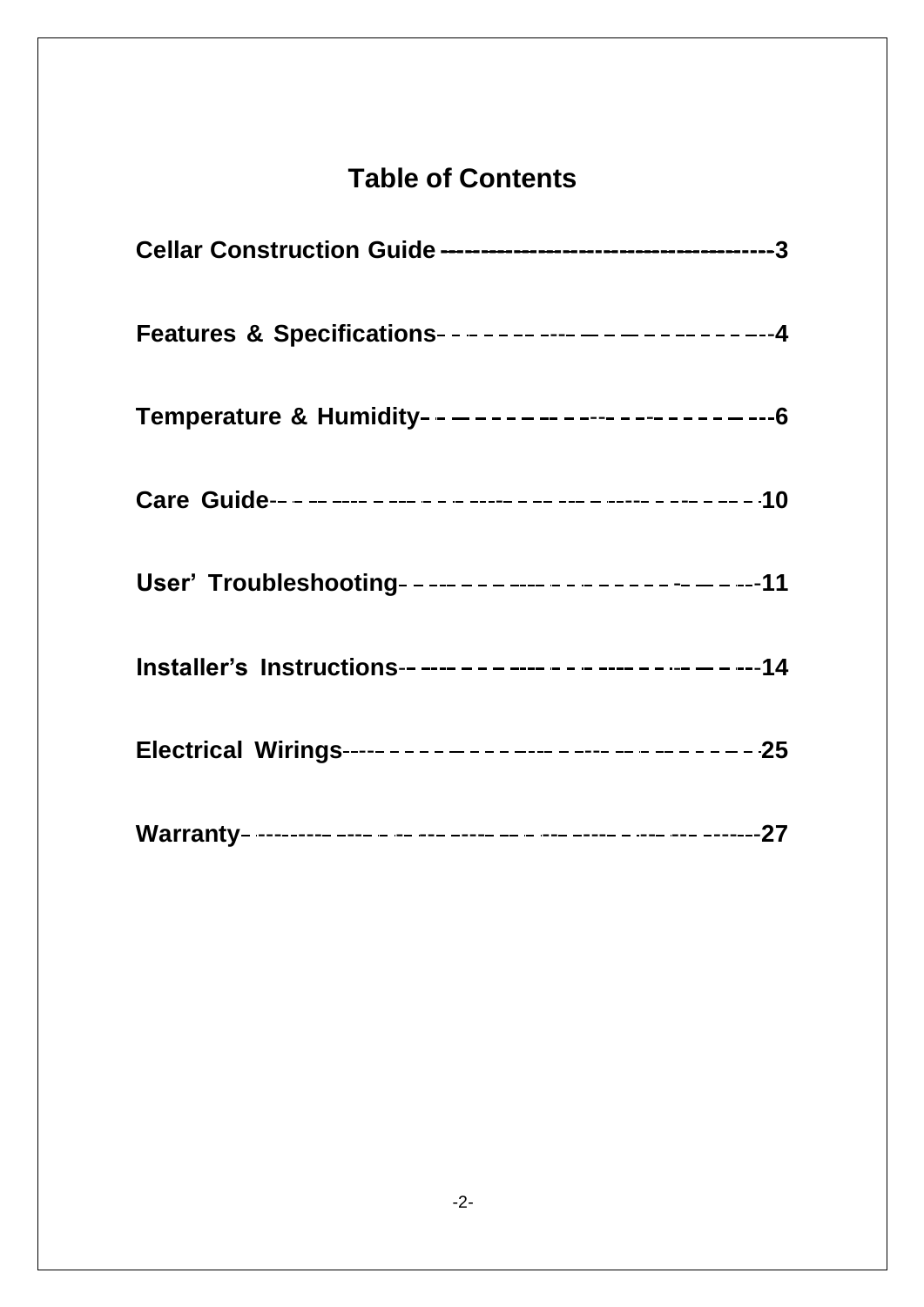# Table of Contents

**Cellar Construction Guide** ---------------------------------------- **3**

**Features & Specifications** ---------------------------------------- **4**

**Temperature & Humidity** ---------------------------------------- **6**

**Care Guide** ---------------------------------------- **10**

**User' Troubleshooting** ---------------------------------------- **11**

**Installer's Instructions** ---------------------------------------- **14**

**Electrical Wirings** ---------------------------------------- **25**

**Warranty** ---------------------------------------- **27**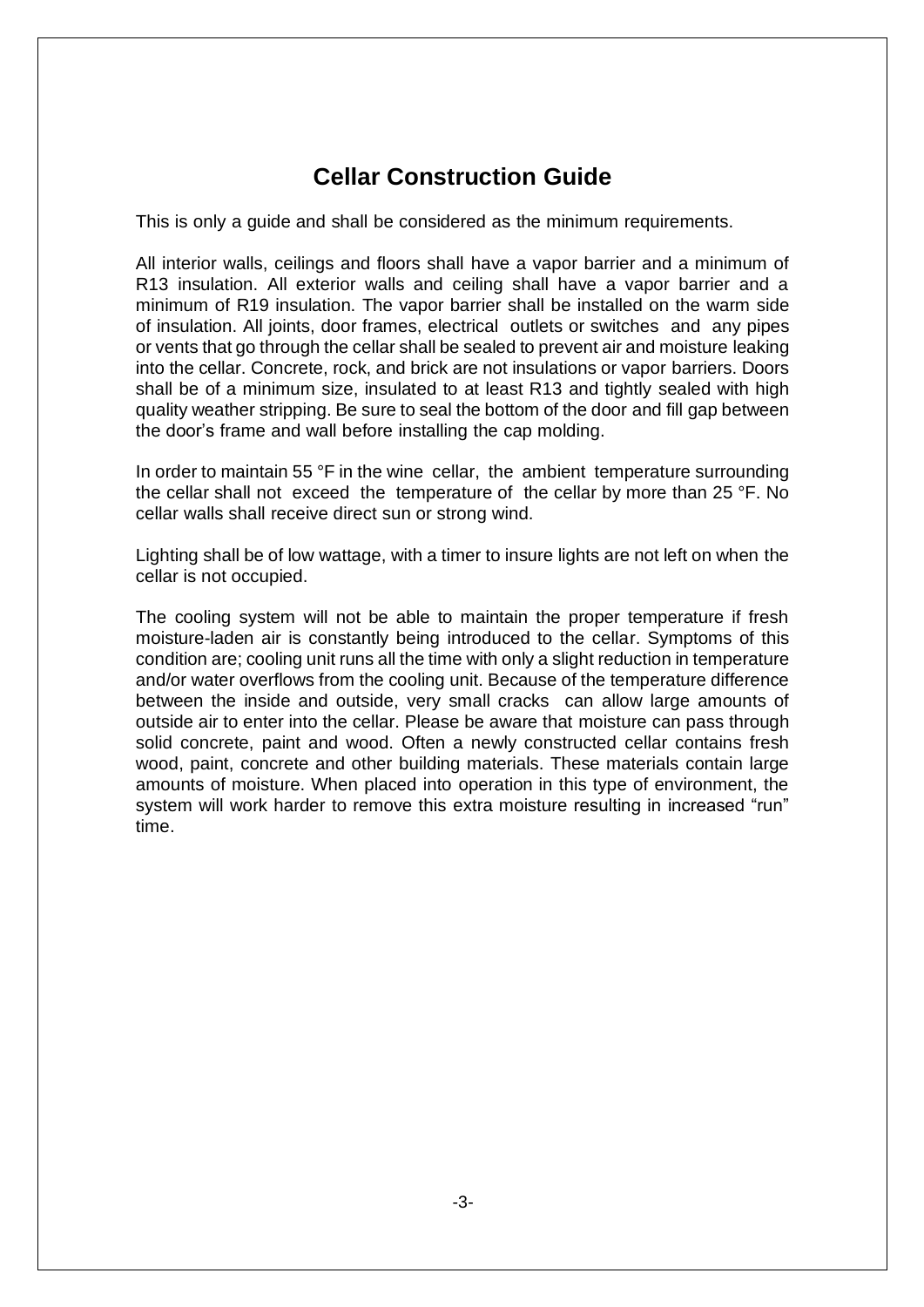# Cellar Construction Guide

This is only a guide and shall be considered as the minimum requirements.

All interior walls, ceilings and floors shall have a vapor barrier and a minimum of R13 insulation. All exterior walls and ceiling shall have a vapor barrier and a minimum of R19 insulation. The vapor barrier shall be installed on the warm side of insulation. All joints, door frames, electrical outlets or switches and any pipes or vents that go through the cellar shall be sealed to prevent air and moisture leaking into the cellar. Concrete, rock, and brick are not insulations or vapor barriers. Doors shall be of a minimum size, insulated to at least R13 and tightly sealed with high quality weather stripping. Be sure to seal the bottom of the door and fill gap between the door's frame and wall before installing the cap molding.

In order to maintain 55 °F in the wine cellar, the ambient temperature surrounding the cellar shall not exceed the temperature of the cellar by more than 25 °F. No cellar walls shall receive direct sun or strong wind.

Lighting shall be of low wattage, with a timer to insure lights are not left on when the cellar is not occupied.

The cooling system will not be able to maintain the proper temperature if fresh moisture-laden air is constantly being introduced to the cellar. Symptoms of this condition are; cooling unit runs all the time with only a slight reduction in temperature and/or water overflows from the cooling unit. Because of the temperature difference between the inside and outside, very small cracks can allow large amounts of outside air to enter into the cellar. Please be aware that moisture can pass through solid concrete, paint and wood. Often a newly constructed cellar contains fresh wood, paint, concrete and other building materials. These materials contain large amounts of moisture. When placed into operation in this type of environment, the system will work harder to remove this extra moisture resulting in increased "run" time.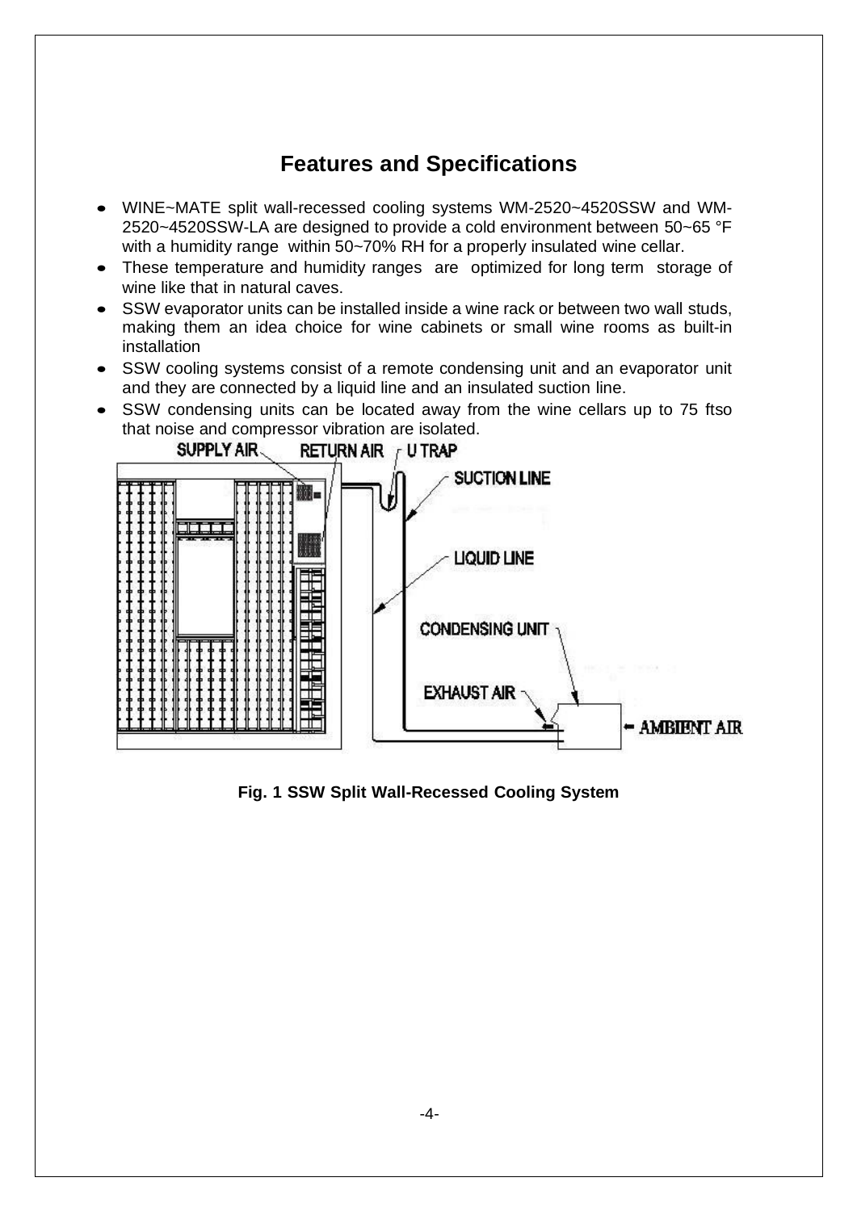## Features and Specifications

- WINE~MATE split wall-recessed cooling systems WM-2520~4520SSW and WM-2520~4520SSW-LA are designed to provide a cold environment between 50~65 °F with a humidity range within 50~70% RH for a properly insulated wine cellar.
- These temperature and humidity ranges are optimized for long term storage of wine like that in natural caves.
- SSW evaporator units can be installed inside a wine rack or between two wall studs, making them an idea choice for wine cabinets or small wine rooms as built-in installation
- SSW cooling systems consist of a remote condensing unit and an evaporator unit and they are connected by a liquid line and an insulated suction line.
- SSW condensing units can be located away from the wine cellars up to 75 ftso that noise and compressor vibration are isolated.

SUPPLY AIR RETURN AIR U TRAP SUCTION LINE LIQUID LINE CONDENSING UNIT EXHAUST AIR AMBIENT AIR

**Fig. 1 SSW Split Wall-Recessed Cooling System**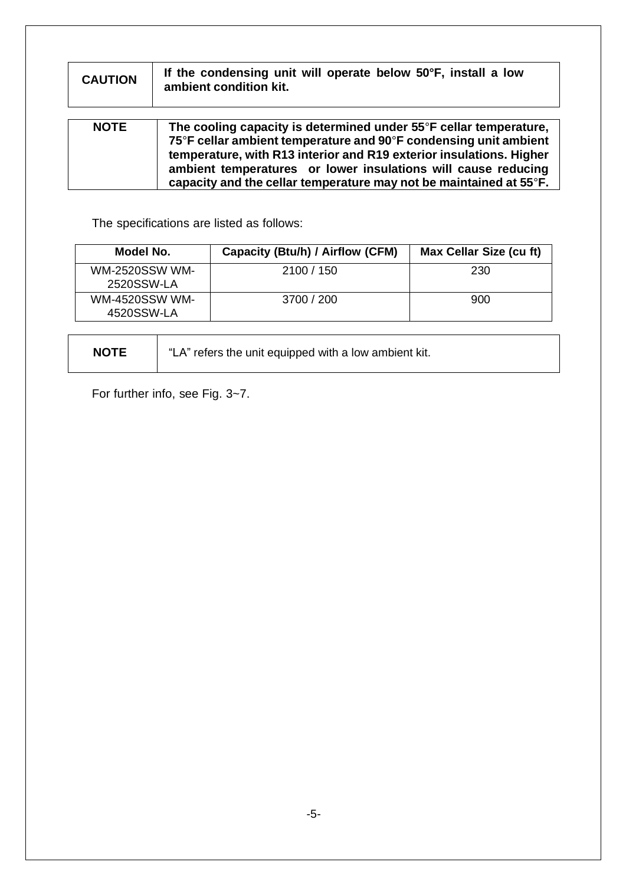| **CAUTION** | **If the condensing unit will operate below 50°F, install a low ambient condition kit.** |
|---|---|

| **NOTE** | **The cooling capacity is determined under 55°F cellar temperature, 75°F cellar ambient temperature and 90°F condensing unit ambient temperature, with R13 interior and R19 exterior insulations. Higher ambient temperatures or lower insulations will cause reducing capacity and the cellar temperature may not be maintained at 55°F.** |
|---|---|

The specifications are listed as follows:

| Model No. | Capacity (Btu/h) / Airflow (CFM) | Max Cellar Size (cu ft) |
|---|---|---|
| WM-2520SSW WM-2520SSW-LA | 2100 / 150 | 230 |
| WM-4520SSW WM-4520SSW-LA | 3700 / 200 | 900 |

| **NOTE** | "LA" refers the unit equipped with a low ambient kit. |
|---|---|

For further info, see Fig. 3~7.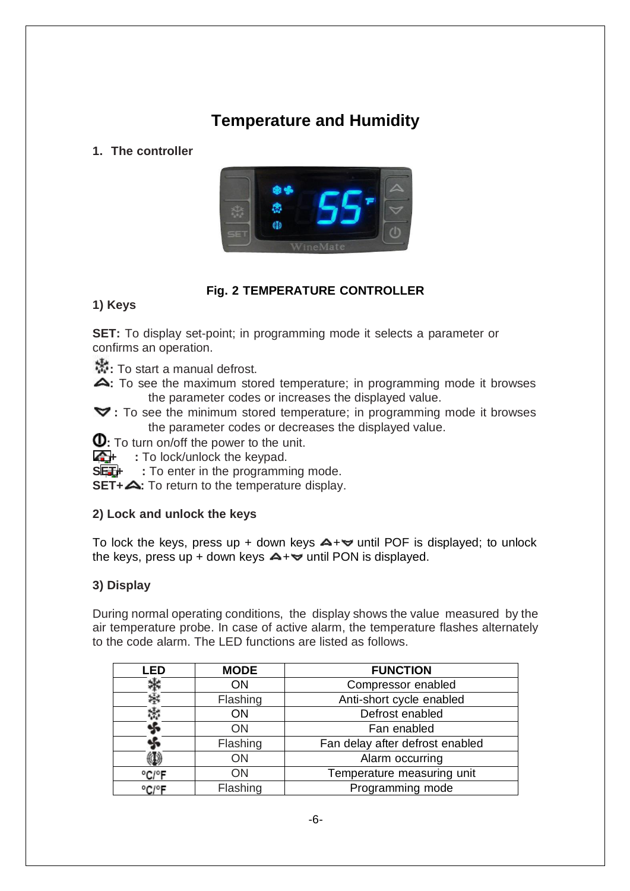# Temperature and Humidity

## 1. The controller

**Fig. 2 TEMPERATURE CONTROLLER**

### 1) Keys

**SET:** To display set-point; in programming mode it selects a parameter or confirms an operation.

**❄:** To start a manual defrost.

**⏶:** To see the maximum stored temperature; in programming mode it browses the parameter codes or increases the displayed value.

**⏷:** To see the minimum stored temperature; in programming mode it browses the parameter codes or decreases the displayed value.

**⏻:** To turn on/off the power to the unit.

**⏶+⏷:** To lock/unlock the keypad.

**SET+⏷:** To enter in the programming mode.

**SET+⏶:** To return to the temperature display.

### 2) Lock and unlock the keys

To lock the keys, press up + down keys ⏶+⏷ until POF is displayed; to unlock the keys, press up + down keys ⏶+⏷ until PON is displayed.

### 3) Display

During normal operating conditions, the display shows the value measured by the air temperature probe. In case of active alarm, the temperature flashes alternately to the code alarm. The LED functions are listed as follows.

| LED | MODE | FUNCTION |
|---|---|---|
| ❄ | ON | Compressor enabled |
| ❄ | Flashing | Anti-short cycle enabled |
| ❄ | ON | Defrost enabled |
| ✣ | ON | Fan enabled |
| ✣ | Flashing | Fan delay after defrost enabled |
| ((!)) | ON | Alarm occurring |
| °C/°F | ON | Temperature measuring unit |
| °C/°F | Flashing | Programming mode |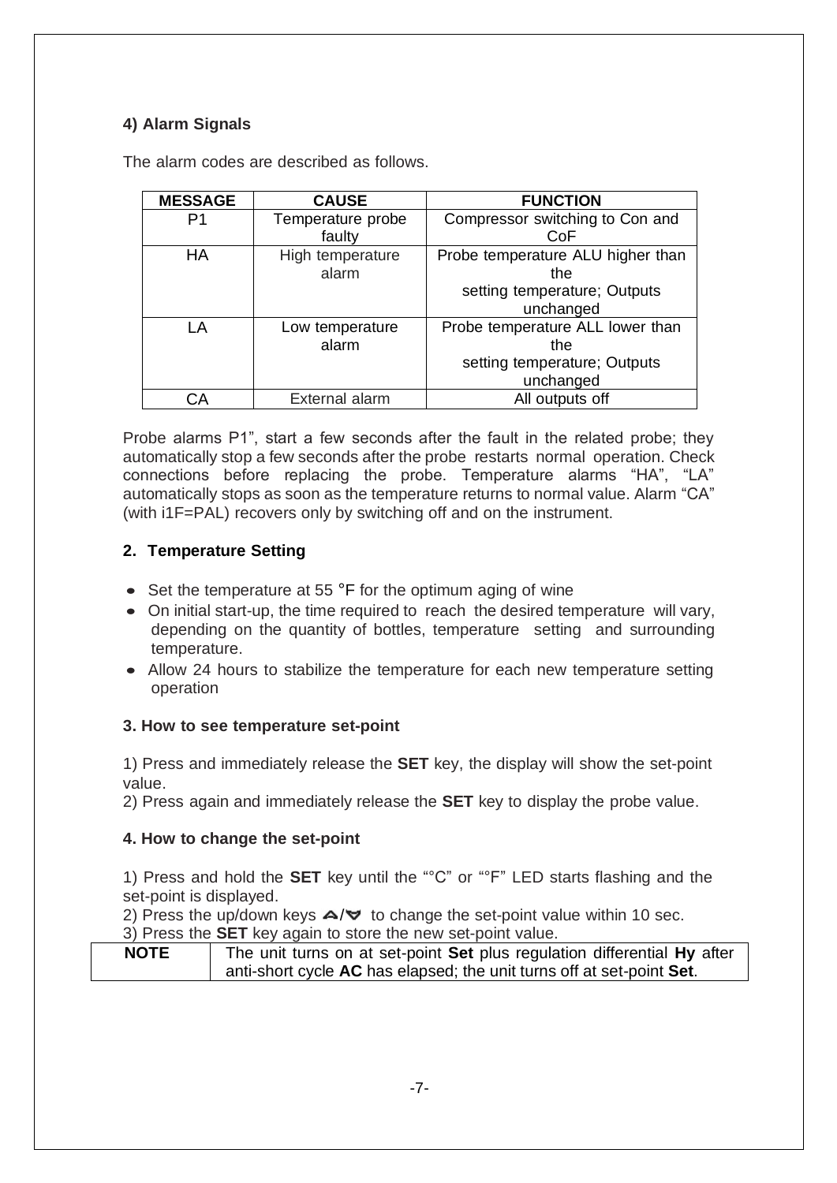### 4) Alarm Signals

The alarm codes are described as follows.

| MESSAGE | CAUSE | FUNCTION |
|---|---|---|
| P1 | Temperature probe faulty | Compressor switching to Con and CoF |
| HA | High temperature alarm | Probe temperature ALU higher than the setting temperature; Outputs unchanged |
| LA | Low temperature alarm | Probe temperature ALL lower than the setting temperature; Outputs unchanged |
| CA | External alarm | All outputs off |

Probe alarms P1", start a few seconds after the fault in the related probe; they automatically stop a few seconds after the probe restarts normal operation. Check connections before replacing the probe. Temperature alarms "HA", "LA" automatically stops as soon as the temperature returns to normal value. Alarm "CA" (with i1F=PAL) recovers only by switching off and on the instrument.

### 2. Temperature Setting

- Set the temperature at 55 °F for the optimum aging of wine
- On initial start-up, the time required to reach the desired temperature will vary, depending on the quantity of bottles, temperature setting and surrounding temperature.
- Allow 24 hours to stabilize the temperature for each new temperature setting operation

### 3. How to see temperature set-point

1) Press and immediately release the **SET** key, the display will show the set-point value.
2) Press again and immediately release the **SET** key to display the probe value.

### 4. How to change the set-point

1) Press and hold the **SET** key until the "°C" or "°F" LED starts flashing and the set-point is displayed.
2) Press the up/down keys ▲/▼ to change the set-point value within 10 sec.
3) Press the **SET** key again to store the new set-point value.

| NOTE | The unit turns on at set-point **Set** plus regulation differential **Hy** after anti-short cycle **AC** has elapsed; the unit turns off at set-point **Set**. |
|---|---|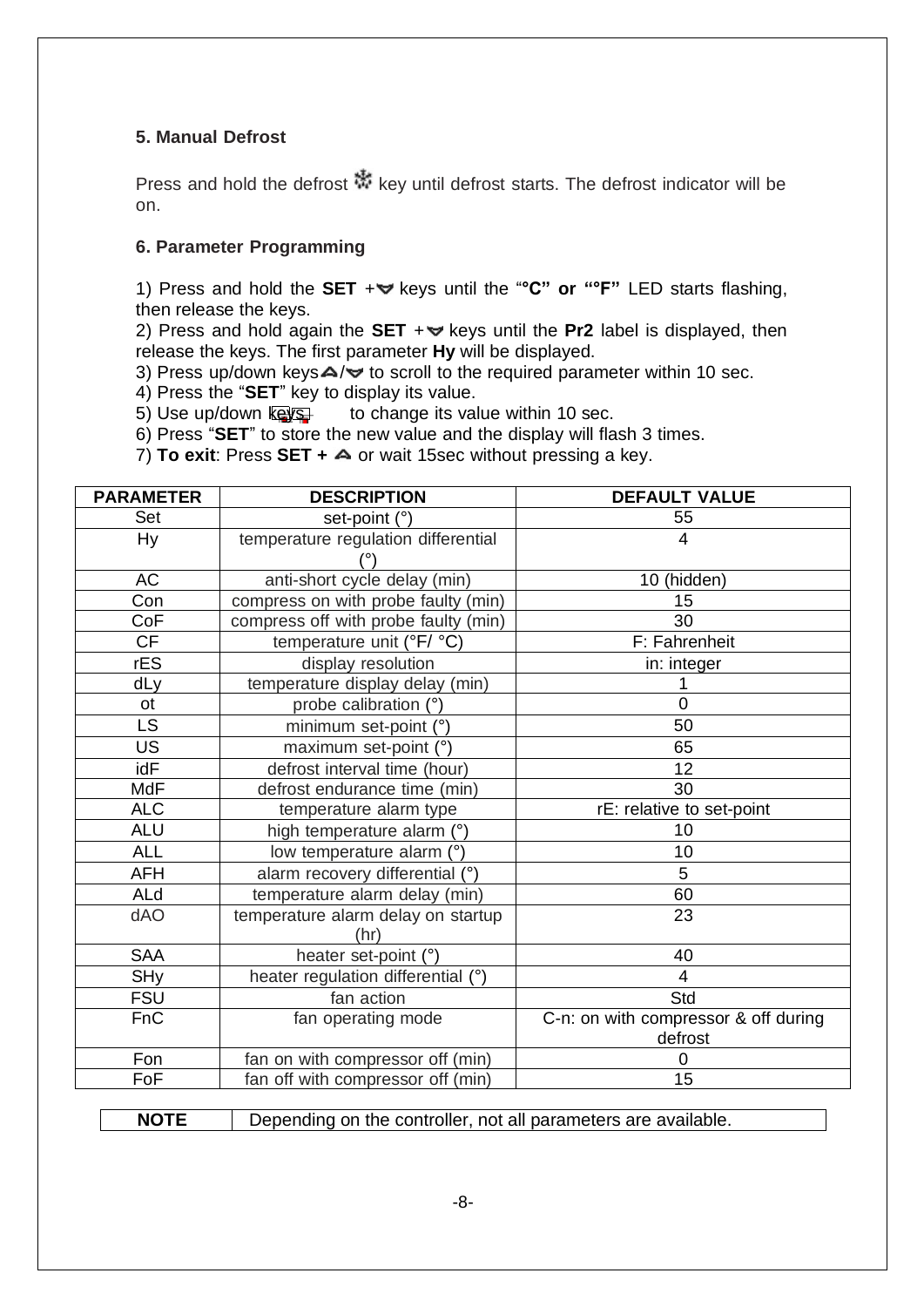**5. Manual Defrost**

Press and hold the defrost key until defrost starts. The defrost indicator will be on.

**6. Parameter Programming**

1) Press and hold the **SET** + keys until the "**°C" or "°F"** LED starts flashing, then release the keys.
2) Press and hold again the **SET** + keys until the **Pr2** label is displayed, then release the keys. The first parameter **Hy** will be displayed.
3) Press up/down keys / to scroll to the required parameter within 10 sec.
4) Press the "**SET**" key to display its value.
5) Use up/down keys to change its value within 10 sec.
6) Press "**SET**" to store the new value and the display will flash 3 times.
7) **To exit**: Press **SET +** or wait 15sec without pressing a key.

| PARAMETER | DESCRIPTION | DEFAULT VALUE |
|---|---|---|
| Set | set-point (°) | 55 |
| Hy | temperature regulation differential (°) | 4 |
| AC | anti-short cycle delay (min) | 10 (hidden) |
| Con | compress on with probe faulty (min) | 15 |
| CoF | compress off with probe faulty (min) | 30 |
| CF | temperature unit (°F/ °C) | F: Fahrenheit |
| rES | display resolution | in: integer |
| dLy | temperature display delay (min) | 1 |
| ot | probe calibration (°) | 0 |
| LS | minimum set-point (°) | 50 |
| US | maximum set-point (°) | 65 |
| idF | defrost interval time (hour) | 12 |
| MdF | defrost endurance time (min) | 30 |
| ALC | temperature alarm type | rE: relative to set-point |
| ALU | high temperature alarm (°) | 10 |
| ALL | low temperature alarm (°) | 10 |
| AFH | alarm recovery differential (°) | 5 |
| ALd | temperature alarm delay (min) | 60 |
| dAO | temperature alarm delay on startup (hr) | 23 |
| SAA | heater set-point (°) | 40 |
| SHy | heater regulation differential (°) | 4 |
| FSU | fan action | Std |
| FnC | fan operating mode | C-n: on with compressor & off during defrost |
| Fon | fan on with compressor off (min) | 0 |
| FoF | fan off with compressor off (min) | 15 |

| **NOTE** | Depending on the controller, not all parameters are available. |
|---|---|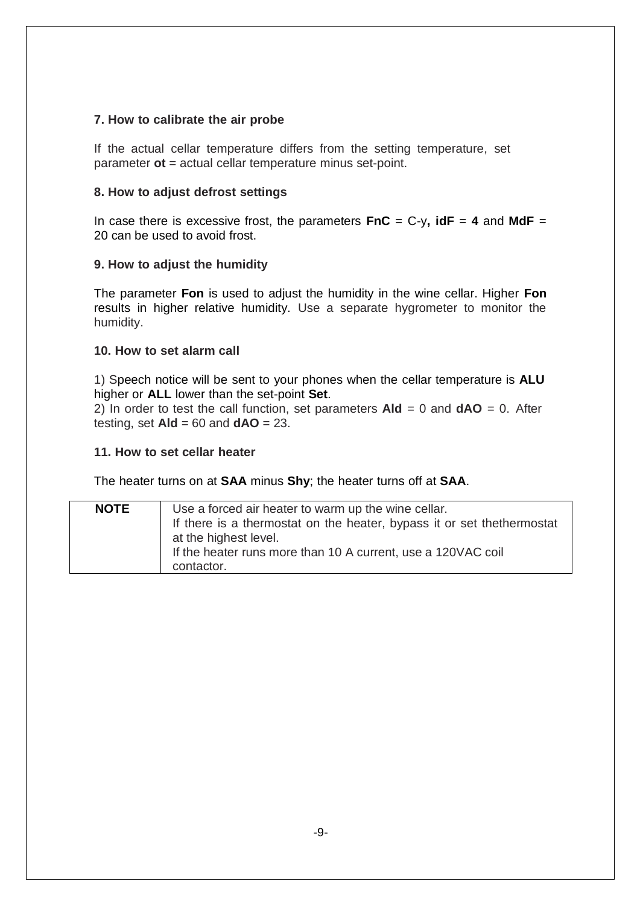### 7. How to calibrate the air probe

If the actual cellar temperature differs from the setting temperature, set parameter **ot** = actual cellar temperature minus set-point.

### 8. How to adjust defrost settings

In case there is excessive frost, the parameters **FnC** = C-y**, idF** = **4** and **MdF** = 20 can be used to avoid frost.

### 9. How to adjust the humidity

The parameter **Fon** is used to adjust the humidity in the wine cellar. Higher **Fon** results in higher relative humidity. Use a separate hygrometer to monitor the humidity.

### 10. How to set alarm call

1) Speech notice will be sent to your phones when the cellar temperature is **ALU** higher or **ALL** lower than the set-point **Set**.
2) In order to test the call function, set parameters **Ald** = 0 and **dAO** = 0. After testing, set **Ald** = 60 and **dAO** = 23.

### 11. How to set cellar heater

The heater turns on at **SAA** minus **Shy**; the heater turns off at **SAA**.

| **NOTE** | Use a forced air heater to warm up the wine cellar.<br>If there is a thermostat on the heater, bypass it or set thethermostat at the highest level.<br>If the heater runs more than 10 A current, use a 120VAC coil contactor. |
|---|---|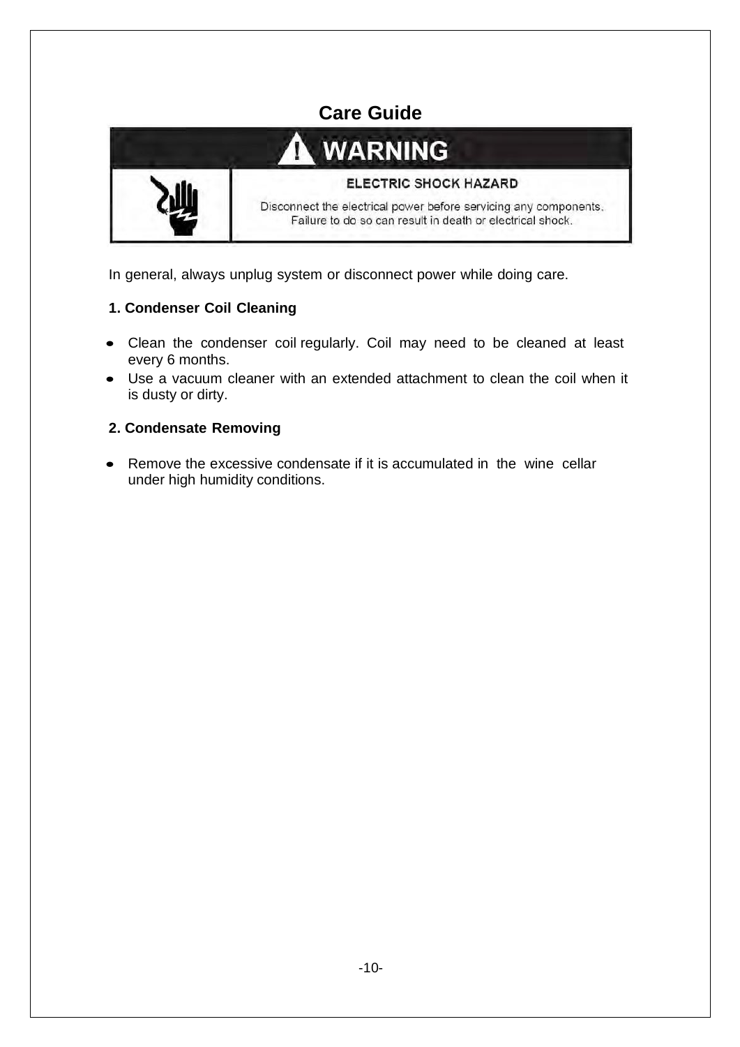# Care Guide

**⚠ WARNING**

**ELECTRIC SHOCK HAZARD**

Disconnect the electrical power before servicing any components.
Failure to do so can result in death or electrical shock.

In general, always unplug system or disconnect power while doing care.

**1. Condenser Coil Cleaning**

- Clean the condenser coil regularly. Coil may need to be cleaned at least every 6 months.
- Use a vacuum cleaner with an extended attachment to clean the coil when it is dusty or dirty.

**2. Condensate Removing**

- Remove the excessive condensate if it is accumulated in the wine cellar under high humidity conditions.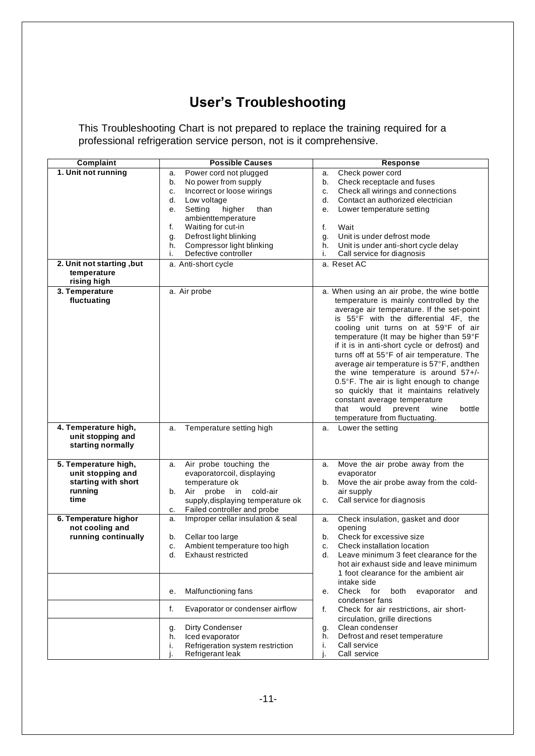# User's Troubleshooting

This Troubleshooting Chart is not prepared to replace the training required for a professional refrigeration service person, not is it comprehensive.

| Complaint | Possible Causes | Response |
|---|---|---|
| **1. Unit not running** | a. Power cord not plugged<br>b. No power from supply<br>c. Incorrect or loose wirings<br>d. Low voltage<br>e. Setting higher than ambienttemperature<br>f. Waiting for cut-in<br>g. Defrost light blinking<br>h. Compressor light blinking<br>i. Defective controller | a. Check power cord<br>b. Check receptacle and fuses<br>c. Check all wirings and connections<br>d. Contact an authorized electrician<br>e. Lower temperature setting<br>f. Wait<br>g. Unit is under defrost mode<br>h. Unit is under anti-short cycle delay<br>i. Call service for diagnosis |
| **2. Unit not starting ,but temperature rising high** | a. Anti-short cycle | a. Reset AC |
| **3. Temperature fluctuating** | a. Air probe | a. When using an air probe, the wine bottle temperature is mainly controlled by the average air temperature. If the set-point is 55°F with the differential 4F, the cooling unit turns on at 59°F of air temperature (It may be higher than 59°F if it is in anti-short cycle or defrost) and turns off at 55°F of air temperature. The average air temperature is 57°F, andthen the wine temperature is around 57+/-0.5°F. The air is light enough to change so quickly that it maintains relatively constant average temperature that would prevent wine bottle temperature from fluctuating. |
| **4. Temperature high, unit stopping and starting normally** | a. Temperature setting high | a. Lower the setting |
| **5. Temperature high, unit stopping and starting with short running time** | a. Air probe touching the evaporatorcoil, displaying temperature ok<br>b. Air probe in cold-air supply,displaying temperature ok<br>c. Failed controller and probe | a. Move the air probe away from the evaporator<br>b. Move the air probe away from the cold-air supply<br>c. Call service for diagnosis |
| **6. Temperature highor not cooling and running continually** | a. Improper cellar insulation & seal<br>b. Cellar too large<br>c. Ambient temperature too high<br>d. Exhaust restricted | a. Check insulation, gasket and door opening<br>b. Check for excessive size<br>c. Check installation location<br>d. Leave minimum 3 feet clearance for the hot air exhaust side and leave minimum 1 foot clearance for the ambient air intake side |
| | e. Malfunctioning fans | e. Check for both evaporator and condenser fans |
| | f. Evaporator or condenser airflow | f. Check for air restrictions, air short-circulation, grille directions |
| | g. Dirty Condenser<br>h. Iced evaporator<br>i. Refrigeration system restriction<br>j. Refrigerant leak | g. Clean condenser<br>h. Defrost and reset temperature<br>i. Call service<br>j. Call service |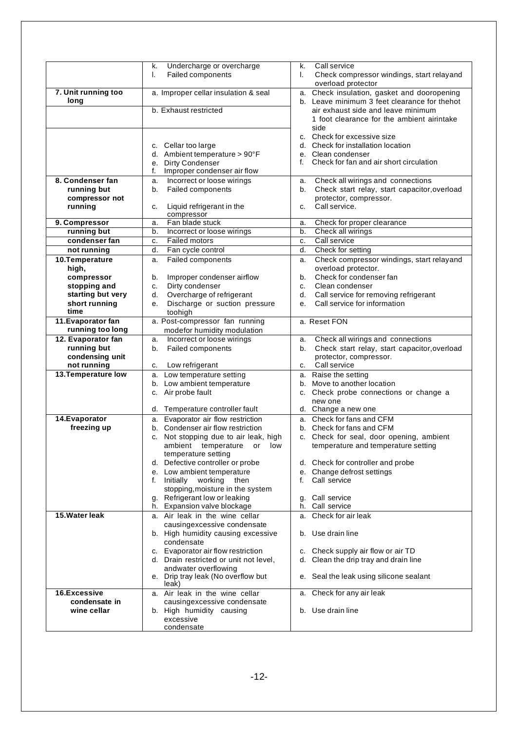| | | |
|---|---|---|
| | k. Undercharge or overcharge<br>l. Failed components | k. Call service<br>l. Check compressor windings, start relayand overload protector |
| **7. Unit running too long** | a. Improper cellar insulation & seal | a. Check insulation, gasket and dooropening |
| | b. Exhaust restricted | b. Leave minimum 3 feet clearance for thehot air exhaust side and leave minimum 1 foot clearance for the ambient airintake side |
| | c. Cellar too large<br>d. Ambient temperature > 90°F<br>e. Dirty Condenser<br>f. Improper condenser air flow | c. Check for excessive size<br>d. Check for installation location<br>e. Clean condenser<br>f. Check for fan and air short circulation |
| **8. Condenser fan running but compressor not running** | a. Incorrect or loose wirings<br>b. Failed components<br>c. Liquid refrigerant in the compressor | a. Check all wirings and connections<br>b. Check start relay, start capacitor,overload protector, compressor.<br>c. Call service. |
| **9. Compressor running but condenser fan not running** | a. Fan blade stuck<br>b. Incorrect or loose wirings<br>c. Failed motors<br>d. Fan cycle control | a. Check for proper clearance<br>b. Check all wirings<br>c. Call service<br>d. Check for setting |
| **10.Temperature high, compressor stopping and starting but very short running time** | a. Failed components<br>b. Improper condenser airflow<br>c. Dirty condenser<br>d. Overcharge of refrigerant<br>e. Discharge or suction pressure toohigh | a. Check compressor windings, start relayand overload protector.<br>b. Check for condenser fan<br>c. Clean condenser<br>d. Call service for removing refrigerant<br>e. Call service for information |
| **11.Evaporator fan running too long** | a. Post-compressor fan running modefor humidity modulation | a. Reset FON |
| **12. Evaporator fan running but condensing unit not running** | a. Incorrect or loose wirings<br>b. Failed components<br>c. Low refrigerant | a. Check all wirings and connections<br>b. Check start relay, start capacitor,overload protector, compressor.<br>c. Call service |
| **13.Temperature low** | a. Low temperature setting<br>b. Low ambient temperature<br>c. Air probe fault<br>d. Temperature controller fault | a. Raise the setting<br>b. Move to another location<br>c. Check probe connections or change a new one<br>d. Change a new one |
| **14.Evaporator freezing up** | a. Evaporator air flow restriction<br>b. Condenser air flow restriction<br>c. Not stopping due to air leak, high ambient temperature or low temperature setting<br>d. Defective controller or probe<br>e. Low ambient temperature<br>f. Initially working then stopping,moisture in the system<br>g. Refrigerant low or leaking<br>h. Expansion valve blockage | a. Check for fans and CFM<br>b. Check for fans and CFM<br>c. Check for seal, door opening, ambient temperature and temperature setting<br>d. Check for controller and probe<br>e. Change defrost settings<br>f. Call service<br>g. Call service<br>h. Call service |
| **15.Water leak** | a. Air leak in the wine cellar causingexcessive condensate<br>b. High humidity causing excessive condensate<br>c. Evaporator air flow restriction<br>d. Drain restricted or unit not level, andwater overflowing<br>e. Drip tray leak (No overflow but leak) | a. Check for air leak<br>b. Use drain line<br>c. Check supply air flow or air TD<br>d. Clean the drip tray and drain line<br>e. Seal the leak using silicone sealant |
| **16.Excessive condensate in wine cellar** | a. Air leak in the wine cellar causingexcessive condensate<br>b. High humidity causing excessive condensate | a. Check for any air leak<br>b. Use drain line |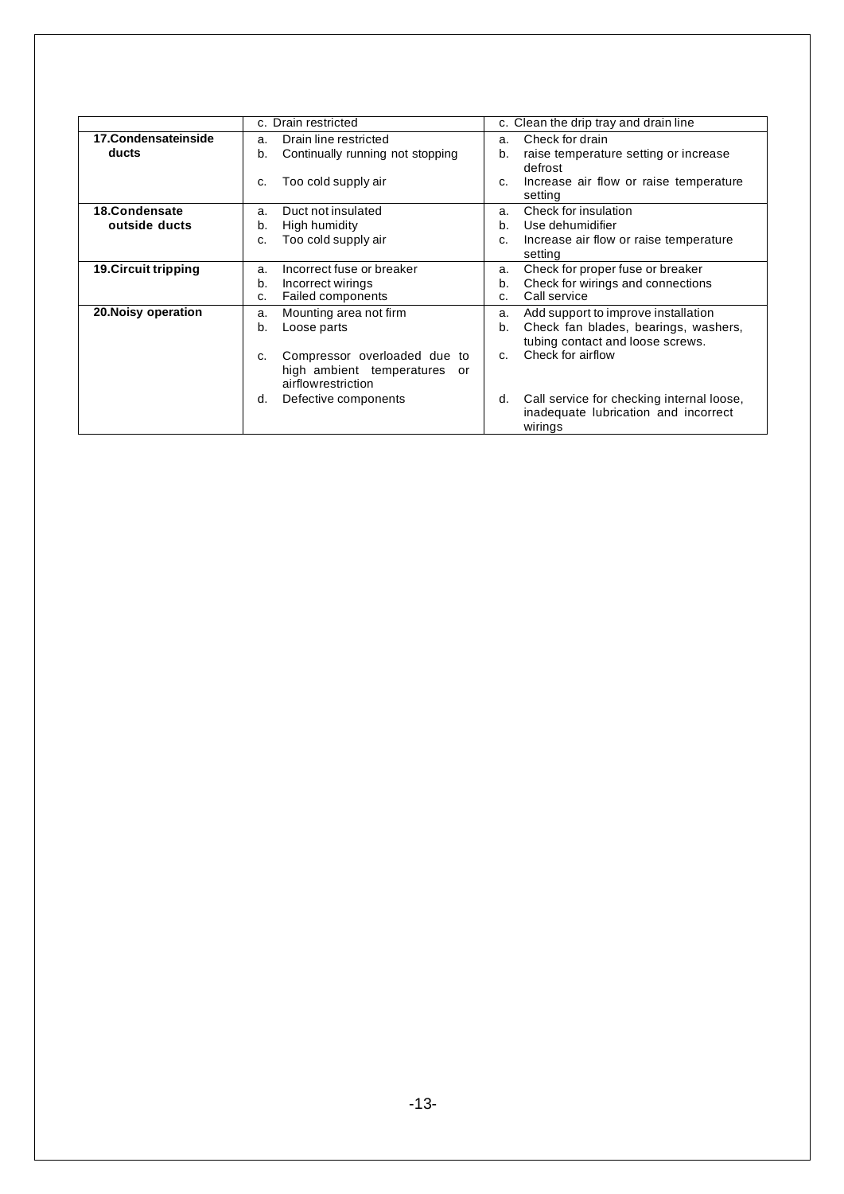| | | |
|---|---|---|
| | c. Drain restricted | c. Clean the drip tray and drain line |
| **17.Condensateinside ducts** | a. Drain line restricted<br>b. Continually running not stopping<br>c. Too cold supply air | a. Check for drain<br>b. raise temperature setting or increase defrost<br>c. Increase air flow or raise temperature setting |
| **18.Condensate outside ducts** | a. Duct not insulated<br>b. High humidity<br>c. Too cold supply air | a. Check for insulation<br>b. Use dehumidifier<br>c. Increase air flow or raise temperature setting |
| **19.Circuit tripping** | a. Incorrect fuse or breaker<br>b. Incorrect wirings<br>c. Failed components | a. Check for proper fuse or breaker<br>b. Check for wirings and connections<br>c. Call service |
| **20.Noisy operation** | a. Mounting area not firm<br>b. Loose parts<br>c. Compressor overloaded due to high ambient temperatures or airflowrestriction<br>d. Defective components | a. Add support to improve installation<br>b. Check fan blades, bearings, washers, tubing contact and loose screws.<br>c. Check for airflow<br>d. Call service for checking internal loose, inadequate lubrication and incorrect wirings |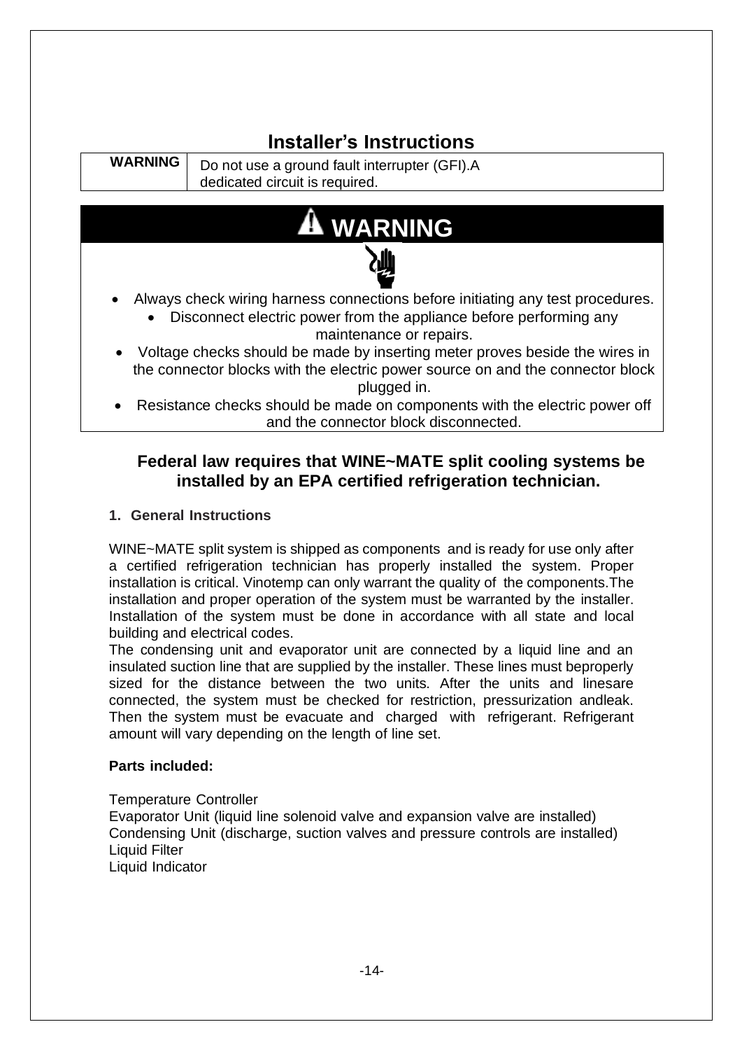# Installer's Instructions

| WARNING | Do not use a ground fault interrupter (GFI).A dedicated circuit is required. |
| --- | --- |

## ⚠ WARNING

- Always check wiring harness connections before initiating any test procedures.
- Disconnect electric power from the appliance before performing any maintenance or repairs.
- Voltage checks should be made by inserting meter proves beside the wires in the connector blocks with the electric power source on and the connector block plugged in.
- Resistance checks should be made on components with the electric power off and the connector block disconnected.

**Federal law requires that WINE~MATE split cooling systems be installed by an EPA certified refrigeration technician.**

### 1. General Instructions

WINE~MATE split system is shipped as components and is ready for use only after a certified refrigeration technician has properly installed the system. Proper installation is critical. Vinotemp can only warrant the quality of the components.The installation and proper operation of the system must be warranted by the installer. Installation of the system must be done in accordance with all state and local building and electrical codes.

The condensing unit and evaporator unit are connected by a liquid line and an insulated suction line that are supplied by the installer. These lines must beproperly sized for the distance between the two units. After the units and linesare connected, the system must be checked for restriction, pressurization andleak. Then the system must be evacuate and charged with refrigerant. Refrigerant amount will vary depending on the length of line set.

**Parts included:**

Temperature Controller
Evaporator Unit (liquid line solenoid valve and expansion valve are installed)
Condensing Unit (discharge, suction valves and pressure controls are installed)
Liquid Filter
Liquid Indicator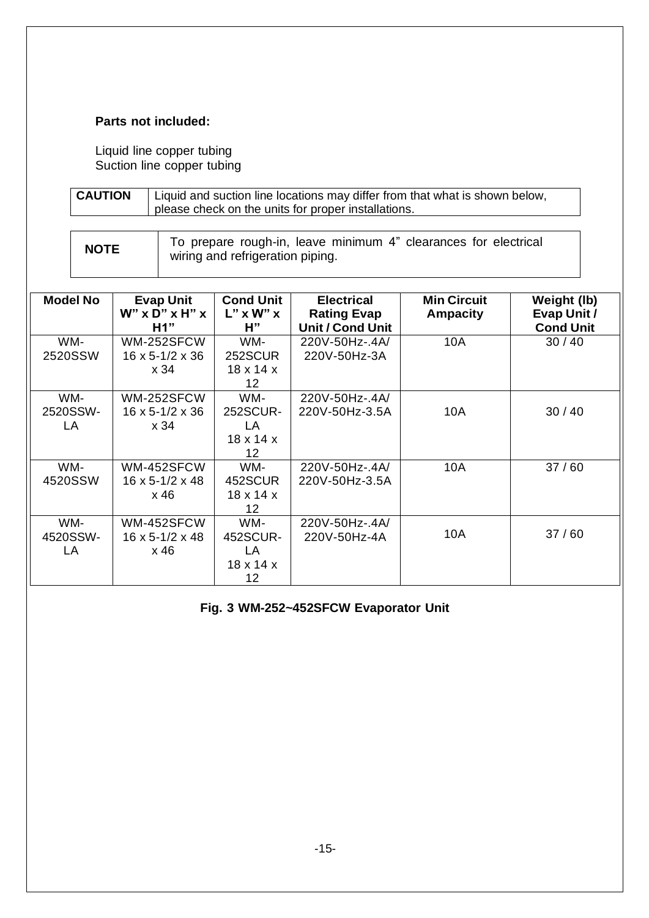**Parts not included:**

Liquid line copper tubing
Suction line copper tubing

| CAUTION | Liquid and suction line locations may differ from that what is shown below, please check on the units for proper installations. |
|---|---|

| NOTE | To prepare rough-in, leave minimum 4" clearances for electrical wiring and refrigeration piping. |
|---|---|

| Model No | Evap Unit W" x D" x H" x H1" | Cond Unit L" x W" x H" | Electrical Rating Evap Unit / Cond Unit | Min Circuit Ampacity | Weight (lb) Evap Unit / Cond Unit |
|---|---|---|---|---|---|
| WM-2520SSW | WM-252SFCW 16 x 5-1/2 x 36 x 34 | WM-252SCUR 18 x 14 x 12 | 220V-50Hz-.4A/ 220V-50Hz-3A | 10A | 30 / 40 |
| WM-2520SSW-LA | WM-252SFCW 16 x 5-1/2 x 36 x 34 | WM-252SCUR-LA 18 x 14 x 12 | 220V-50Hz-.4A/ 220V-50Hz-3.5A | 10A | 30 / 40 |
| WM-4520SSW | WM-452SFCW 16 x 5-1/2 x 48 x 46 | WM-452SCUR 18 x 14 x 12 | 220V-50Hz-.4A/ 220V-50Hz-3.5A | 10A | 37 / 60 |
| WM-4520SSW-LA | WM-452SFCW 16 x 5-1/2 x 48 x 46 | WM-452SCUR-LA 18 x 14 x 12 | 220V-50Hz-.4A/ 220V-50Hz-4A | 10A | 37 / 60 |

**Fig. 3 WM-252~452SFCW Evaporator Unit**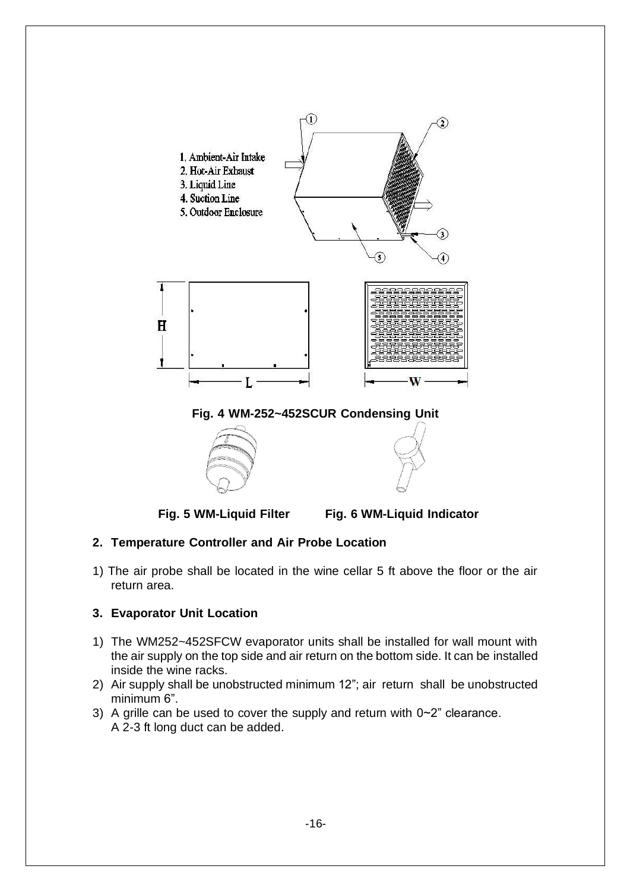1. Ambient-Air Intake
2. Hot-Air Exhaust
3. Liquid Line
4. Suction Line
5. Outdoor Enclosure

**Fig. 4 WM-252~452SCUR Condensing Unit**

**Fig. 5 WM-Liquid Filter** **Fig. 6 WM-Liquid Indicator**

**2. Temperature Controller and Air Probe Location**

1) The air probe shall be located in the wine cellar 5 ft above the floor or the air return area.

**3. Evaporator Unit Location**

1) The WM252~452SFCW evaporator units shall be installed for wall mount with the air supply on the top side and air return on the bottom side. It can be installed inside the wine racks.
2) Air supply shall be unobstructed minimum 12"; air return shall be unobstructed minimum 6".
3) A grille can be used to cover the supply and return with 0~2" clearance.
   A 2-3 ft long duct can be added.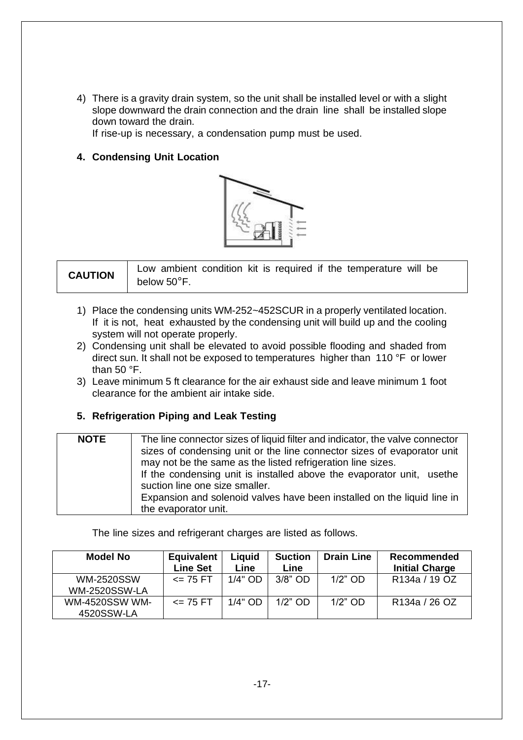4) There is a gravity drain system, so the unit shall be installed level or with a slight slope downward the drain connection and the drain line shall be installed slope down toward the drain.
   If rise-up is necessary, a condensation pump must be used.

### 4. Condensing Unit Location

| CAUTION | Low ambient condition kit is required if the temperature will be below 50°F. |
|---|---|

1) Place the condensing units WM-252~452SCUR in a properly ventilated location. If it is not, heat exhausted by the condensing unit will build up and the cooling system will not operate properly.
2) Condensing unit shall be elevated to avoid possible flooding and shaded from direct sun. It shall not be exposed to temperatures higher than 110 °F or lower than 50 °F.
3) Leave minimum 5 ft clearance for the air exhaust side and leave minimum 1 foot clearance for the ambient air intake side.

### 5. Refrigeration Piping and Leak Testing

| NOTE | The line connector sizes of liquid filter and indicator, the valve connector sizes of condensing unit or the line connector sizes of evaporator unit may not be the same as the listed refrigeration line sizes. If the condensing unit is installed above the evaporator unit, usethe suction line one size smaller. Expansion and solenoid valves have been installed on the liquid line in the evaporator unit. |
|---|---|

The line sizes and refrigerant charges are listed as follows.

| Model No | Equivalent Line Set | Liquid Line | Suction Line | Drain Line | Recommended Initial Charge |
|---|---|---|---|---|---|
| WM-2520SSW WM-2520SSW-LA | <= 75 FT | 1/4" OD | 3/8" OD | 1/2" OD | R134a / 19 OZ |
| WM-4520SSW WM-4520SSW-LA | <= 75 FT | 1/4" OD | 1/2" OD | 1/2" OD | R134a / 26 OZ |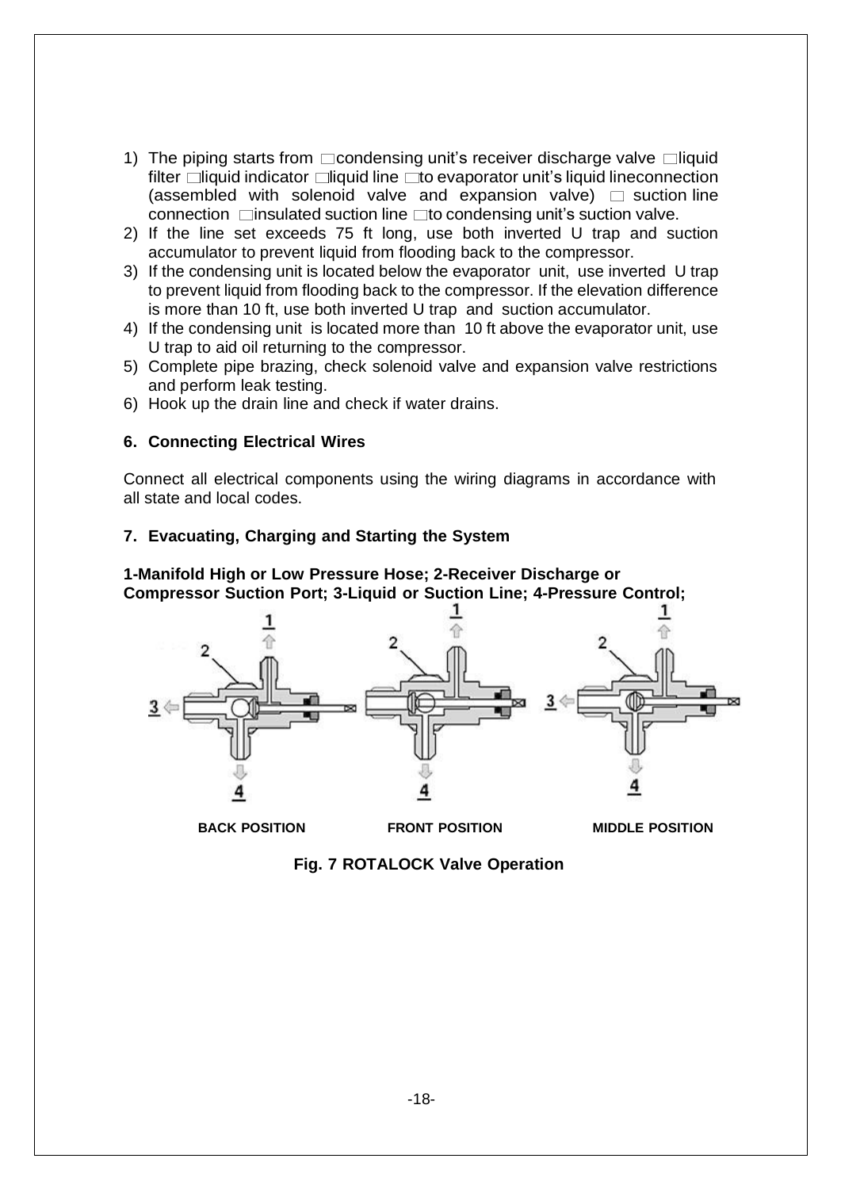1) The piping starts from □condensing unit's receiver discharge valve □liquid filter □liquid indicator □liquid line □to evaporator unit's liquid lineconnection (assembled with solenoid valve and expansion valve) □ suction line connection □insulated suction line □to condensing unit's suction valve.
2) If the line set exceeds 75 ft long, use both inverted U trap and suction accumulator to prevent liquid from flooding back to the compressor.
3) If the condensing unit is located below the evaporator unit, use inverted U trap to prevent liquid from flooding back to the compressor. If the elevation difference is more than 10 ft, use both inverted U trap and suction accumulator.
4) If the condensing unit is located more than 10 ft above the evaporator unit, use U trap to aid oil returning to the compressor.
5) Complete pipe brazing, check solenoid valve and expansion valve restrictions and perform leak testing.
6) Hook up the drain line and check if water drains.

### 6. Connecting Electrical Wires

Connect all electrical components using the wiring diagrams in accordance with all state and local codes.

### 7. Evacuating, Charging and Starting the System

**1-Manifold High or Low Pressure Hose; 2-Receiver Discharge or Compressor Suction Port; 3-Liquid or Suction Line; 4-Pressure Control;**

BACK POSITION FRONT POSITION MIDDLE POSITION

**Fig. 7 ROTALOCK Valve Operation**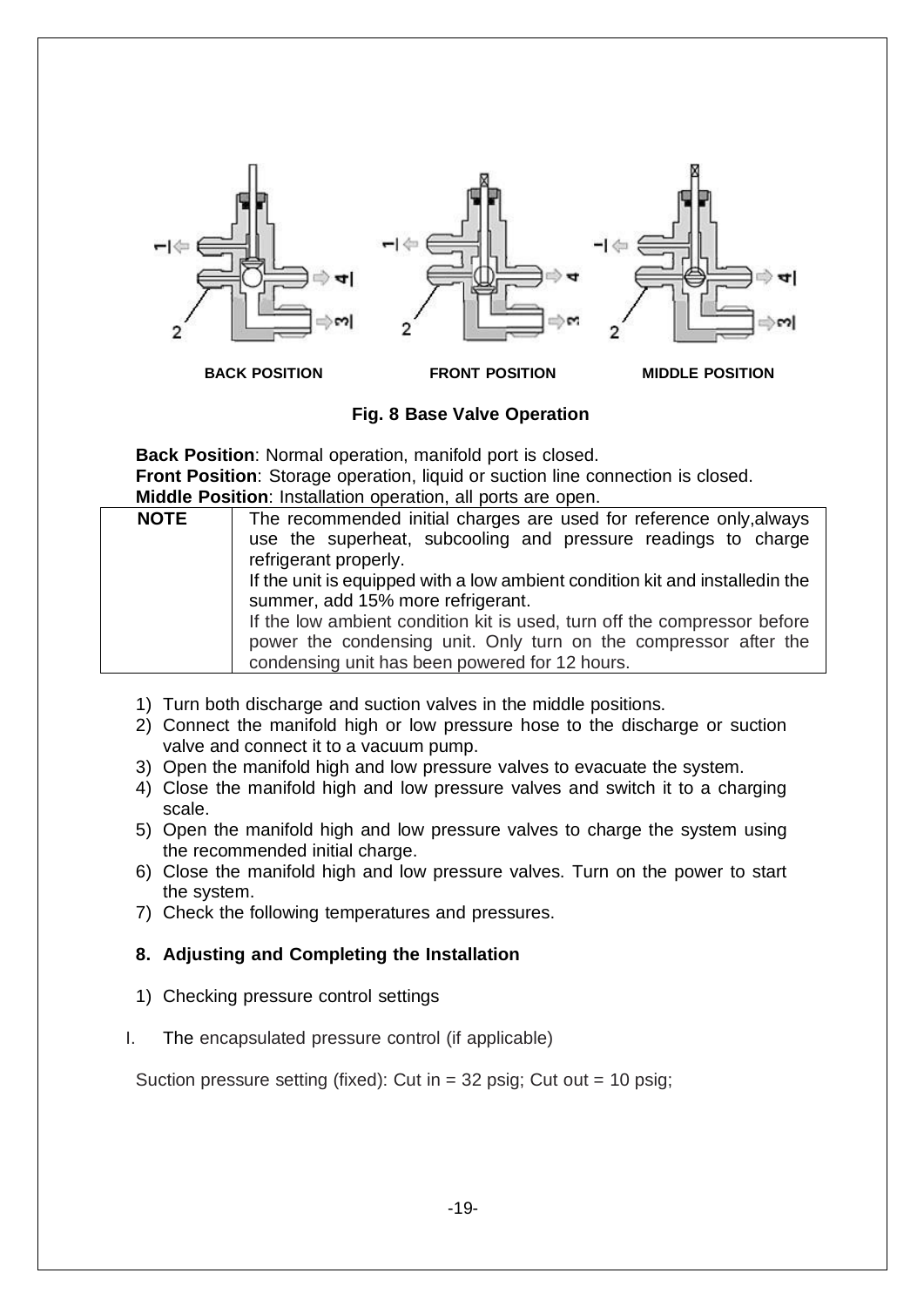BACK POSITION FRONT POSITION MIDDLE POSITION

**Fig. 8 Base Valve Operation**

**Back Position**: Normal operation, manifold port is closed.
**Front Position**: Storage operation, liquid or suction line connection is closed.
**Middle Position**: Installation operation, all ports are open.

| **NOTE** | The recommended initial charges are used for reference only,always use the superheat, subcooling and pressure readings to charge refrigerant properly. If the unit is equipped with a low ambient condition kit and installedin the summer, add 15% more refrigerant. If the low ambient condition kit is used, turn off the compressor before power the condensing unit. Only turn on the compressor after the condensing unit has been powered for 12 hours. |
|---|---|

1) Turn both discharge and suction valves in the middle positions.
2) Connect the manifold high or low pressure hose to the discharge or suction valve and connect it to a vacuum pump.
3) Open the manifold high and low pressure valves to evacuate the system.
4) Close the manifold high and low pressure valves and switch it to a charging scale.
5) Open the manifold high and low pressure valves to charge the system using the recommended initial charge.
6) Close the manifold high and low pressure valves. Turn on the power to start the system.
7) Check the following temperatures and pressures.

## 8. Adjusting and Completing the Installation

1) Checking pressure control settings

I. The encapsulated pressure control (if applicable)

Suction pressure setting (fixed): Cut in = 32 psig; Cut out = 10 psig;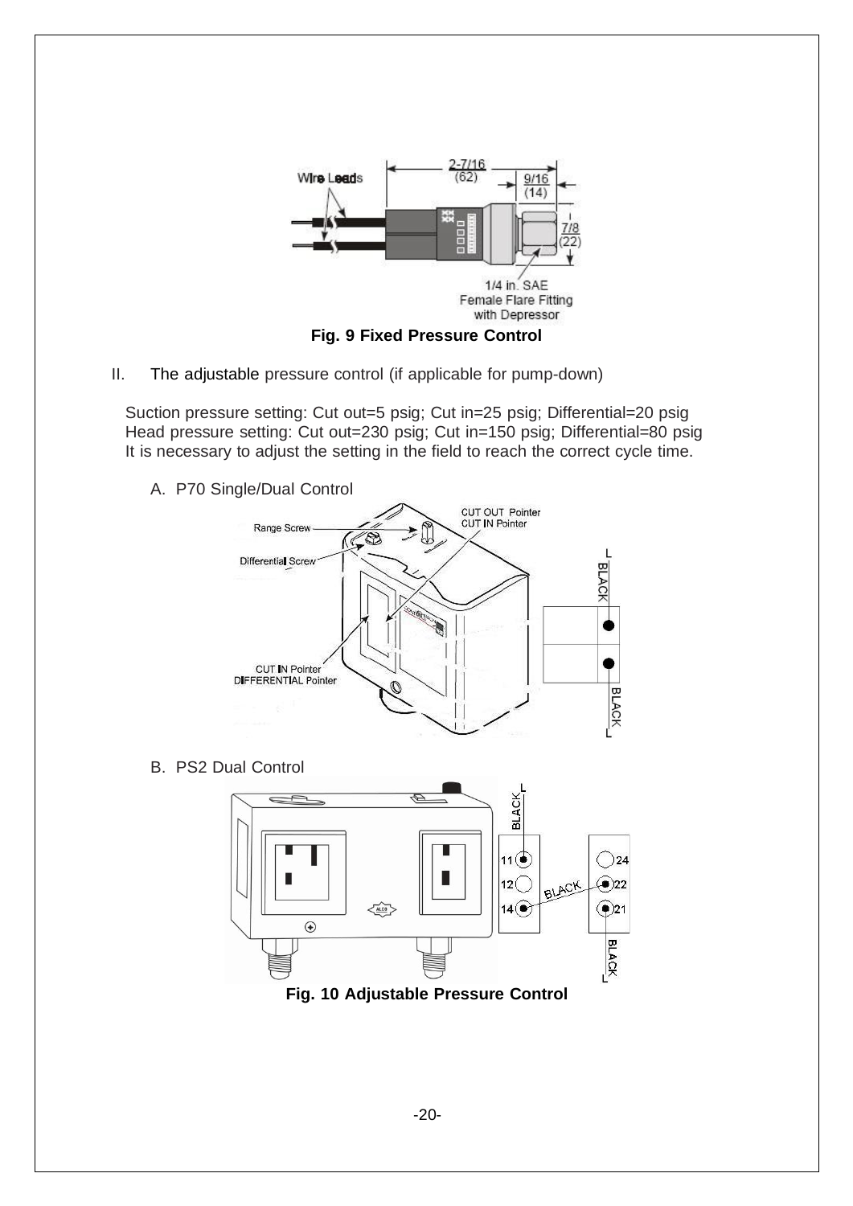**Fig. 9 Fixed Pressure Control**

II. The adjustable pressure control (if applicable for pump-down)

Suction pressure setting: Cut out=5 psig; Cut in=25 psig; Differential=20 psig
Head pressure setting: Cut out=230 psig; Cut in=150 psig; Differential=80 psig
It is necessary to adjust the setting in the field to reach the correct cycle time.

A. P70 Single/Dual Control

B. PS2 Dual Control

**Fig. 10 Adjustable Pressure Control**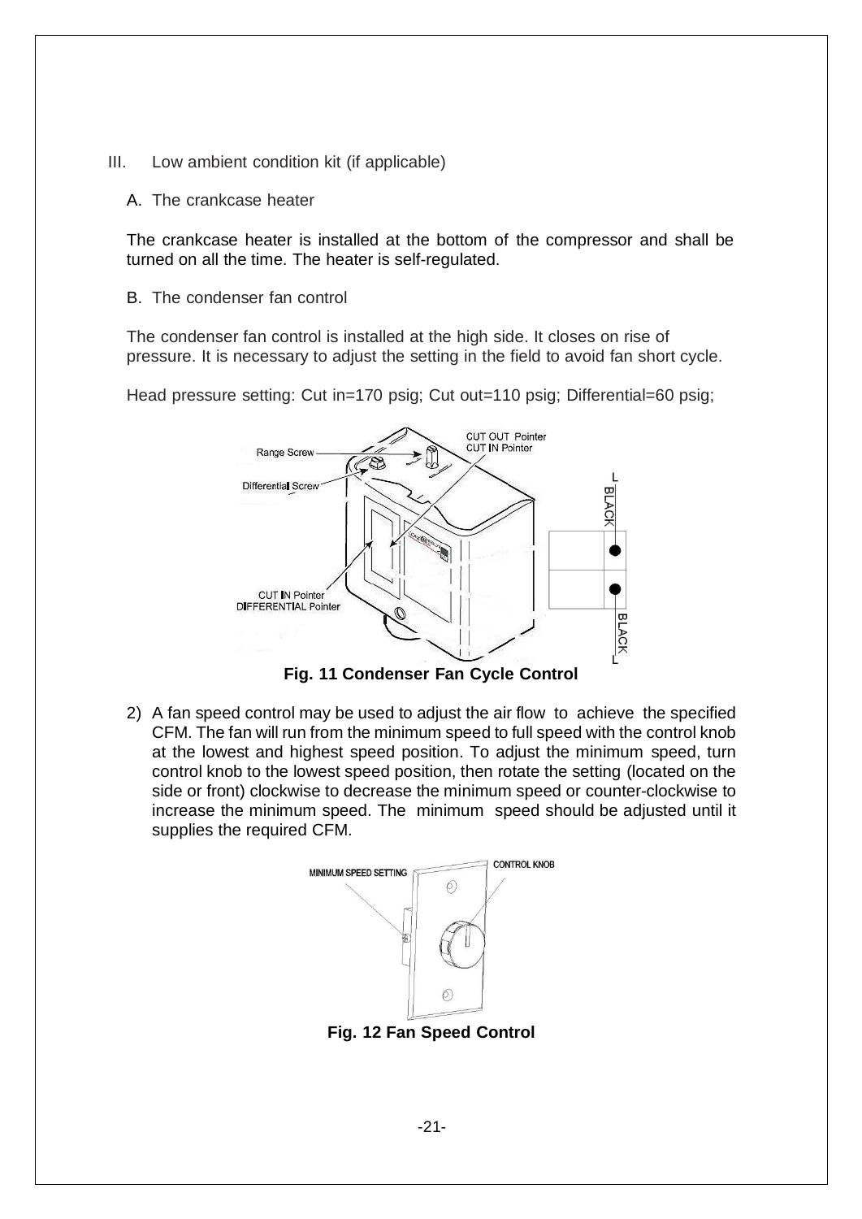III. Low ambient condition kit (if applicable)

A. The crankcase heater

The crankcase heater is installed at the bottom of the compressor and shall be turned on all the time. The heater is self-regulated.

B. The condenser fan control

The condenser fan control is installed at the high side. It closes on rise of pressure. It is necessary to adjust the setting in the field to avoid fan short cycle.

Head pressure setting: Cut in=170 psig; Cut out=110 psig; Differential=60 psig;

**Fig. 11 Condenser Fan Cycle Control**

2) A fan speed control may be used to adjust the air flow to achieve the specified CFM. The fan will run from the minimum speed to full speed with the control knob at the lowest and highest speed position. To adjust the minimum speed, turn control knob to the lowest speed position, then rotate the setting (located on the side or front) clockwise to decrease the minimum speed or counter-clockwise to increase the minimum speed. The minimum speed should be adjusted until it supplies the required CFM.

**Fig. 12 Fan Speed Control**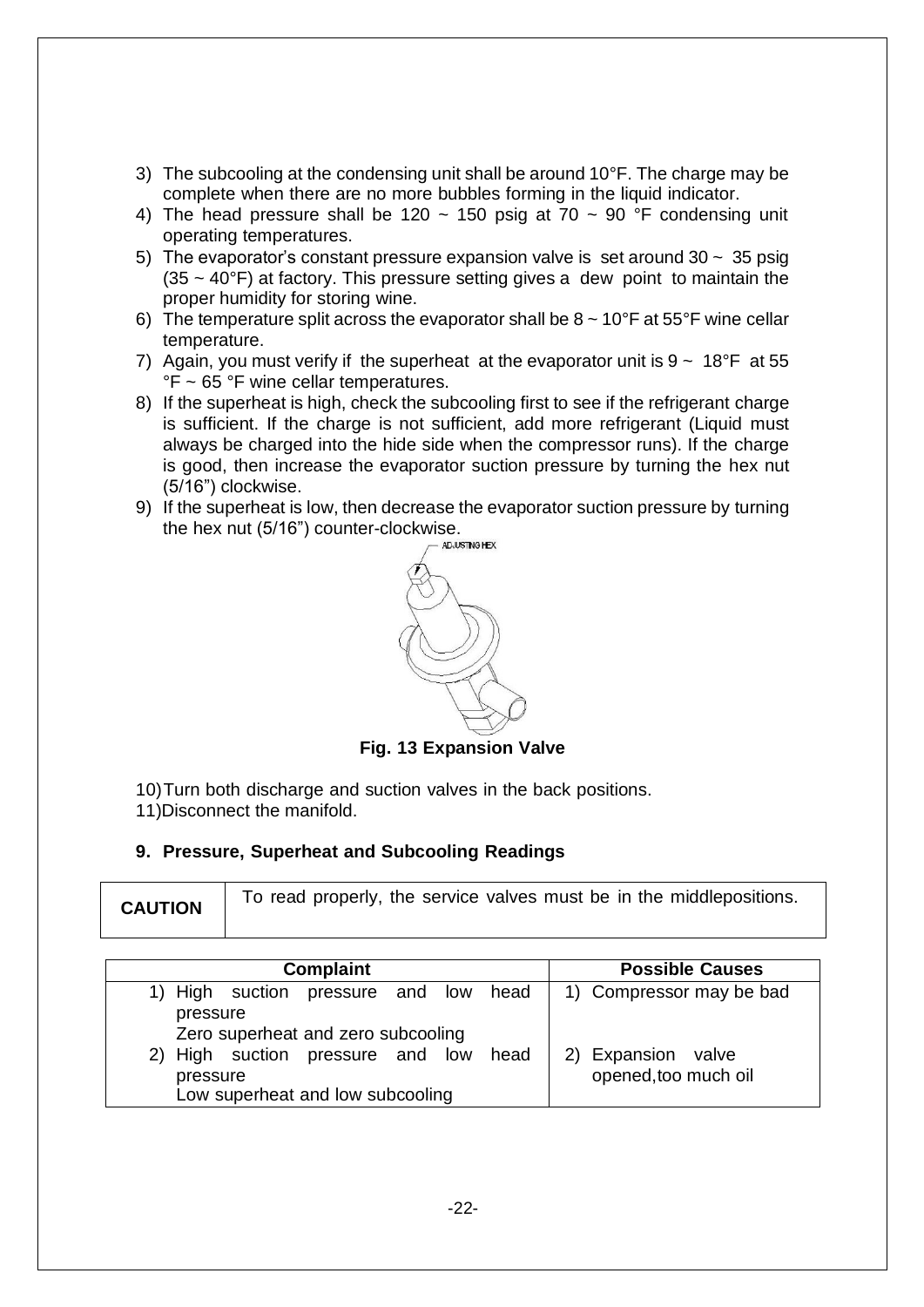3) The subcooling at the condensing unit shall be around 10°F. The charge may be complete when there are no more bubbles forming in the liquid indicator.
4) The head pressure shall be 120 ~ 150 psig at 70 ~ 90 °F condensing unit operating temperatures.
5) The evaporator's constant pressure expansion valve is set around 30 ~ 35 psig (35 ~ 40°F) at factory. This pressure setting gives a dew point to maintain the proper humidity for storing wine.
6) The temperature split across the evaporator shall be 8 ~ 10°F at 55°F wine cellar temperature.
7) Again, you must verify if the superheat at the evaporator unit is 9 ~ 18°F at 55 °F ~ 65 °F wine cellar temperatures.
8) If the superheat is high, check the subcooling first to see if the refrigerant charge is sufficient. If the charge is not sufficient, add more refrigerant (Liquid must always be charged into the hide side when the compressor runs). If the charge is good, then increase the evaporator suction pressure by turning the hex nut (5/16") clockwise.
9) If the superheat is low, then decrease the evaporator suction pressure by turning the hex nut (5/16") counter-clockwise.

ADJUSTING HEX

**Fig. 13 Expansion Valve**

10) Turn both discharge and suction valves in the back positions.
11) Disconnect the manifold.

## 9. Pressure, Superheat and Subcooling Readings

| **CAUTION** | To read properly, the service valves must be in the middlepositions. |
|---|---|

| Complaint | Possible Causes |
|---|---|
| 1) High suction pressure and low head pressure<br>Zero superheat and zero subcooling | 1) Compressor may be bad |
| 2) High suction pressure and low head pressure<br>Low superheat and low subcooling | 2) Expansion valve opened,too much oil |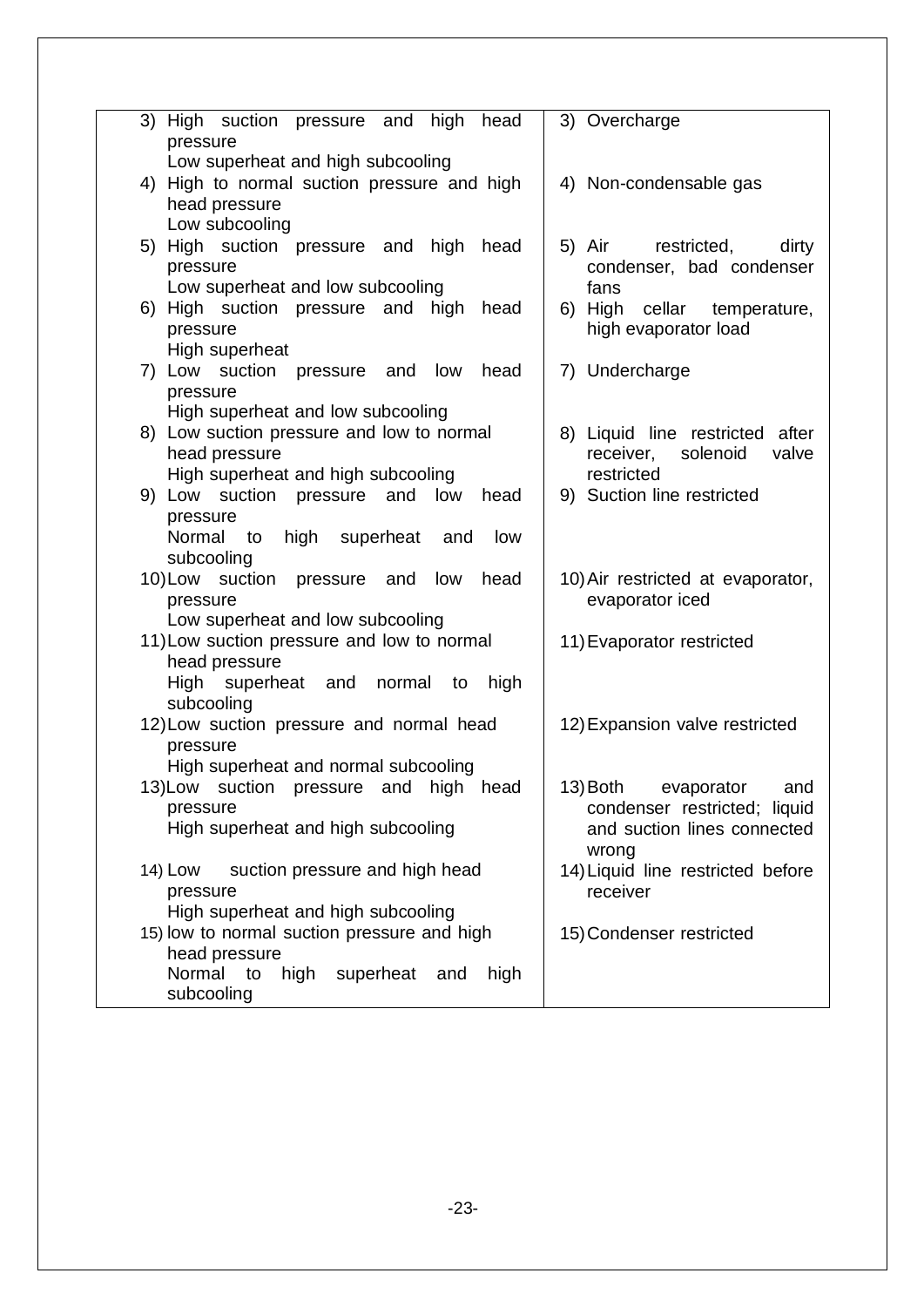| | |
|---|---|
| 3) High suction pressure and high head pressure<br>Low superheat and high subcooling | 3) Overcharge |
| 4) High to normal suction pressure and high head pressure<br>Low subcooling | 4) Non-condensable gas |
| 5) High suction pressure and high head pressure<br>Low superheat and low subcooling | 5) Air restricted, dirty condenser, bad condenser fans |
| 6) High suction pressure and high head pressure<br>High superheat | 6) High cellar temperature, high evaporator load |
| 7) Low suction pressure and low head pressure<br>High superheat and low subcooling | 7) Undercharge |
| 8) Low suction pressure and low to normal head pressure<br>High superheat and high subcooling | 8) Liquid line restricted after receiver, solenoid valve restricted |
| 9) Low suction pressure and low head pressure<br>Normal to high superheat and low subcooling | 9) Suction line restricted |
| 10) Low suction pressure and low head pressure<br>Low superheat and low subcooling | 10) Air restricted at evaporator, evaporator iced |
| 11) Low suction pressure and low to normal head pressure<br>High superheat and normal to high subcooling | 11) Evaporator restricted |
| 12) Low suction pressure and normal head pressure<br>High superheat and normal subcooling | 12) Expansion valve restricted |
| 13) Low suction pressure and high head pressure<br>High superheat and high subcooling | 13) Both evaporator and condenser restricted; liquid and suction lines connected wrong |
| 14) Low suction pressure and high head pressure<br>High superheat and high subcooling | 14) Liquid line restricted before receiver |
| 15) low to normal suction pressure and high head pressure<br>Normal to high superheat and high subcooling | 15) Condenser restricted |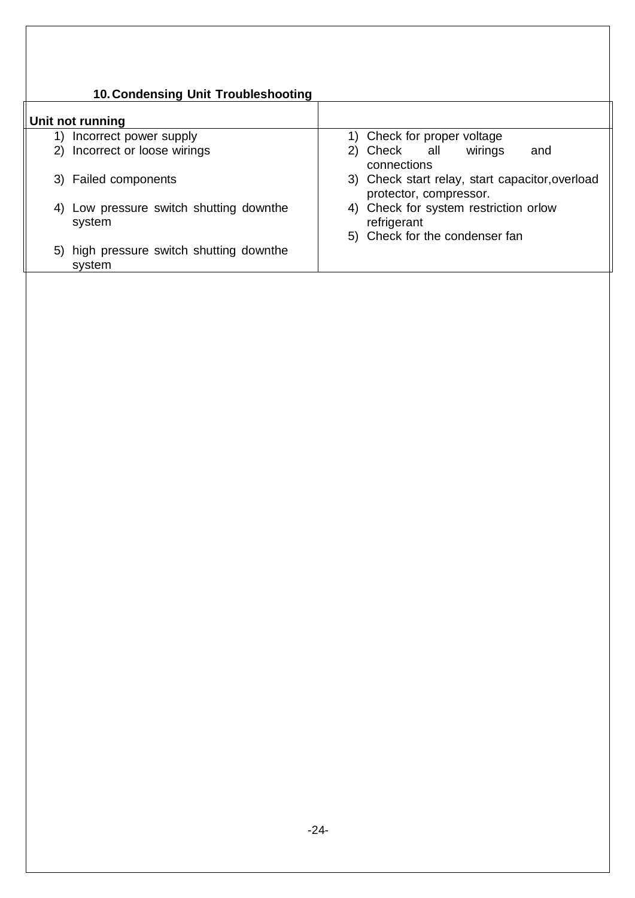## 10. Condensing Unit Troubleshooting

| Unit not running | |
|---|---|
| 1) Incorrect power supply<br>2) Incorrect or loose wirings<br>3) Failed components<br>4) Low pressure switch shutting downthe system<br>5) high pressure switch shutting downthe system | 1) Check for proper voltage<br>2) Check all wirings and connections<br>3) Check start relay, start capacitor,overload protector, compressor.<br>4) Check for system restriction orlow refrigerant<br>5) Check for the condenser fan |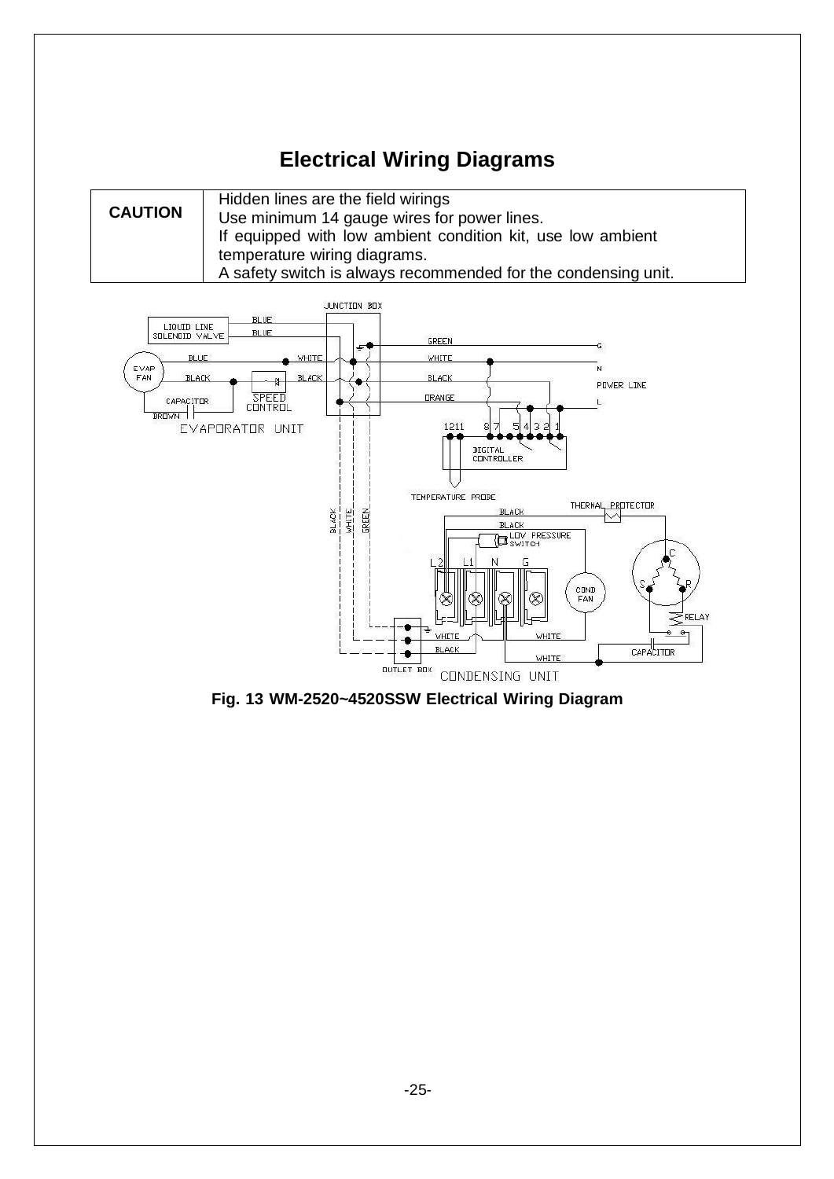# Electrical Wiring Diagrams

| CAUTION | Hidden lines are the field wirings<br>Use minimum 14 gauge wires for power lines.<br>If equipped with low ambient condition kit, use low ambient temperature wiring diagrams.<br>A safety switch is always recommended for the condensing unit. |
|---|---|

**Fig. 13 WM-2520~4520SSW Electrical Wiring Diagram**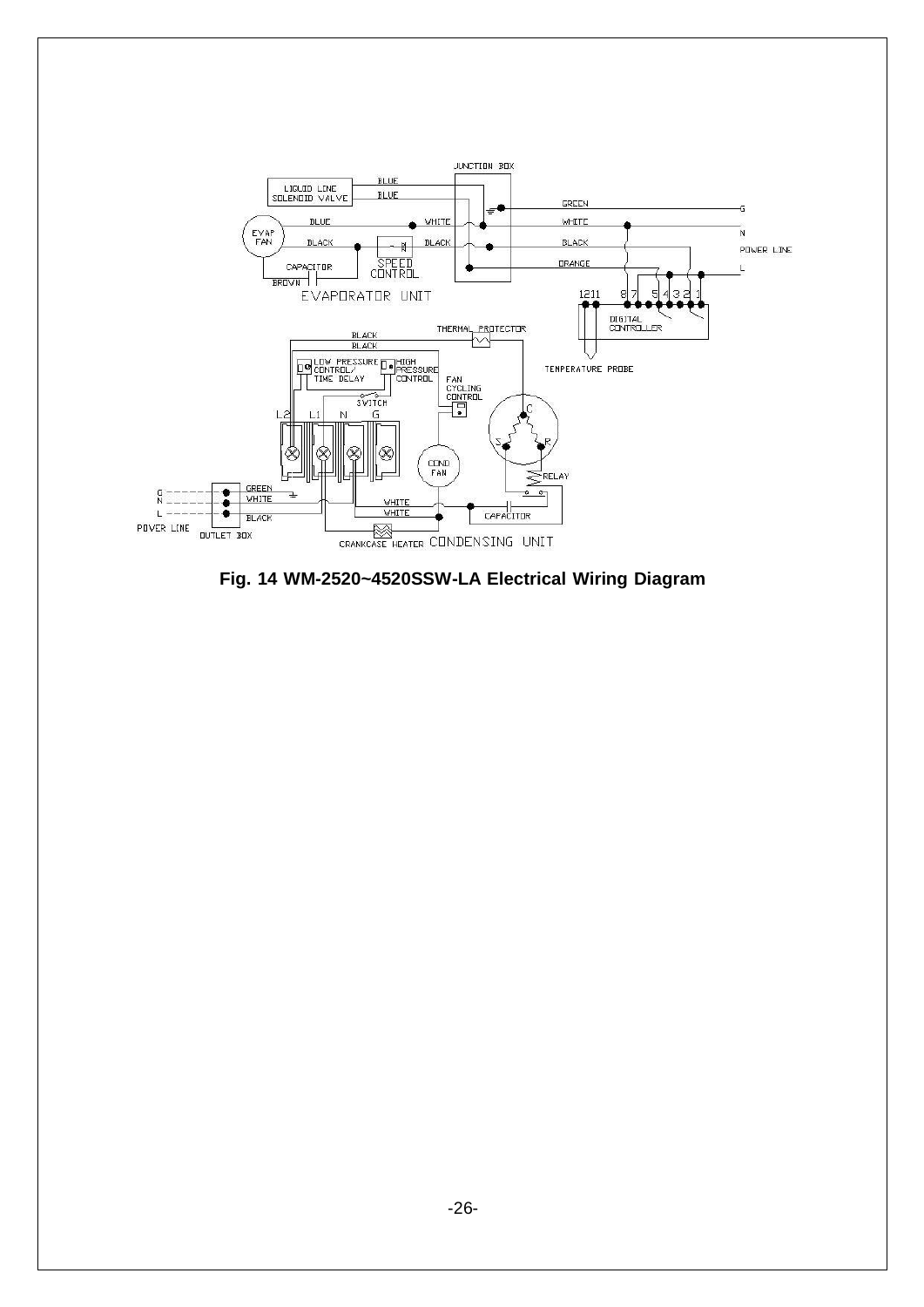JUNCTION BOX

LIQUID LINE SOLENOID VALVE — BLUE, BLUE

EVAP FAN — BLUE, BLACK — WHITE, BLACK

SPEED CONTROL

CAPACITOR — BROWN

EVAPORATOR UNIT

GREEN — G

WHITE — N

BLACK — POWER LINE

ORANGE — L

12 11 8 7 5 4 3 2 1

DIGITAL CONTROLLER

TEMPERATURE PROBE

THERMAL PROTECTOR

BLACK

BLACK

LOW PRESSURE CONTROL/ TIME DELAY

HIGH PRESSURE CONTROL

FAN CYCLING CONTROL

SWITCH

L2 L1 N G

C S R

COND FAN

RELAY

G N L — GREEN, WHITE, BLACK

POWER LINE — OUTLET BOX

WHITE

WHITE

CAPACITOR

CRANKCASE HEATER CONDENSING UNIT

**Fig. 14 WM-2520~4520SSW-LA Electrical Wiring Diagram**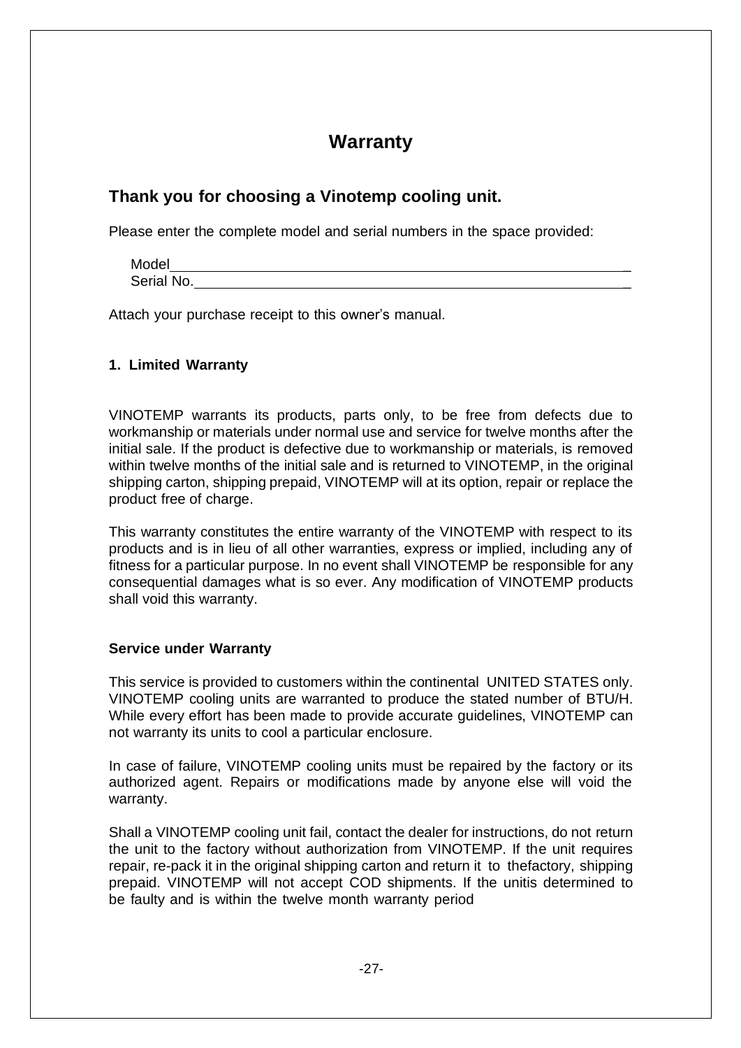# Warranty

## Thank you for choosing a Vinotemp cooling unit.

Please enter the complete model and serial numbers in the space provided:

Model\_\_\_\_\_\_\_\_\_\_\_\_\_\_\_\_\_\_\_\_\_\_\_\_\_\_\_\_\_\_\_\_\_\_\_\_\_\_\_\_\_\_\_\_\_\_\_\_\_\_\_\_\_\_\_\_\_\_\_\_
Serial No.\_\_\_\_\_\_\_\_\_\_\_\_\_\_\_\_\_\_\_\_\_\_\_\_\_\_\_\_\_\_\_\_\_\_\_\_\_\_\_\_\_\_\_\_\_\_\_\_\_\_\_\_\_\_\_\_\_\_

Attach your purchase receipt to this owner's manual.

**1. Limited Warranty**

VINOTEMP warrants its products, parts only, to be free from defects due to workmanship or materials under normal use and service for twelve months after the initial sale. If the product is defective due to workmanship or materials, is removed within twelve months of the initial sale and is returned to VINOTEMP, in the original shipping carton, shipping prepaid, VINOTEMP will at its option, repair or replace the product free of charge.

This warranty constitutes the entire warranty of the VINOTEMP with respect to its products and is in lieu of all other warranties, express or implied, including any of fitness for a particular purpose. In no event shall VINOTEMP be responsible for any consequential damages what is so ever. Any modification of VINOTEMP products shall void this warranty.

**Service under Warranty**

This service is provided to customers within the continental UNITED STATES only. VINOTEMP cooling units are warranted to produce the stated number of BTU/H. While every effort has been made to provide accurate guidelines, VINOTEMP can not warranty its units to cool a particular enclosure.

In case of failure, VINOTEMP cooling units must be repaired by the factory or its authorized agent. Repairs or modifications made by anyone else will void the warranty.

Shall a VINOTEMP cooling unit fail, contact the dealer for instructions, do not return the unit to the factory without authorization from VINOTEMP. If the unit requires repair, re-pack it in the original shipping carton and return it to thefactory, shipping prepaid. VINOTEMP will not accept COD shipments. If the unitis determined to be faulty and is within the twelve month warranty period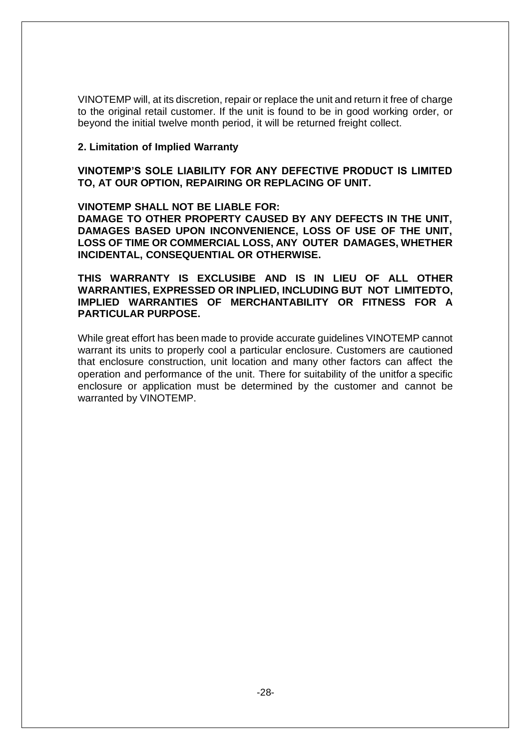VINOTEMP will, at its discretion, repair or replace the unit and return it free of charge to the original retail customer. If the unit is found to be in good working order, or beyond the initial twelve month period, it will be returned freight collect.

**2. Limitation of Implied Warranty**

**VINOTEMP'S SOLE LIABILITY FOR ANY DEFECTIVE PRODUCT IS LIMITED TO, AT OUR OPTION, REPAIRING OR REPLACING OF UNIT.**

**VINOTEMP SHALL NOT BE LIABLE FOR:**
**DAMAGE TO OTHER PROPERTY CAUSED BY ANY DEFECTS IN THE UNIT, DAMAGES BASED UPON INCONVENIENCE, LOSS OF USE OF THE UNIT, LOSS OF TIME OR COMMERCIAL LOSS, ANY OUTER DAMAGES, WHETHER INCIDENTAL, CONSEQUENTIAL OR OTHERWISE.**

**THIS WARRANTY IS EXCLUSIBE AND IS IN LIEU OF ALL OTHER WARRANTIES, EXPRESSED OR INPLIED, INCLUDING BUT NOT LIMITEDTO, IMPLIED WARRANTIES OF MERCHANTABILITY OR FITNESS FOR A PARTICULAR PURPOSE.**

While great effort has been made to provide accurate guidelines VINOTEMP cannot warrant its units to properly cool a particular enclosure. Customers are cautioned that enclosure construction, unit location and many other factors can affect the operation and performance of the unit. There for suitability of the unitfor a specific enclosure or application must be determined by the customer and cannot be warranted by VINOTEMP.